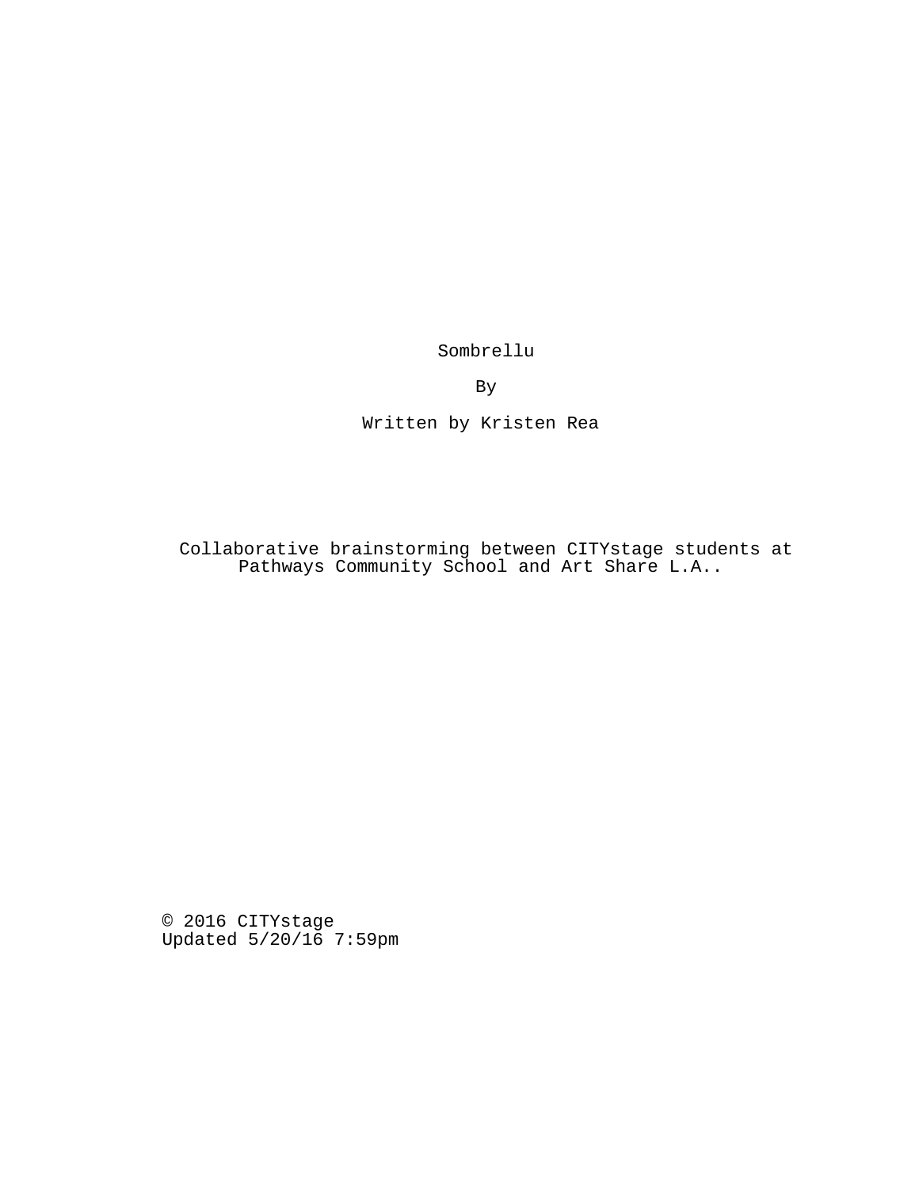# Sombrellu

By

Written by Kristen Rea

Collaborative brainstorming between CITYstage students at Pathways Community School and Art Share L.A..

© 2016 CITYstage
Updated 5/20/16 7:59pm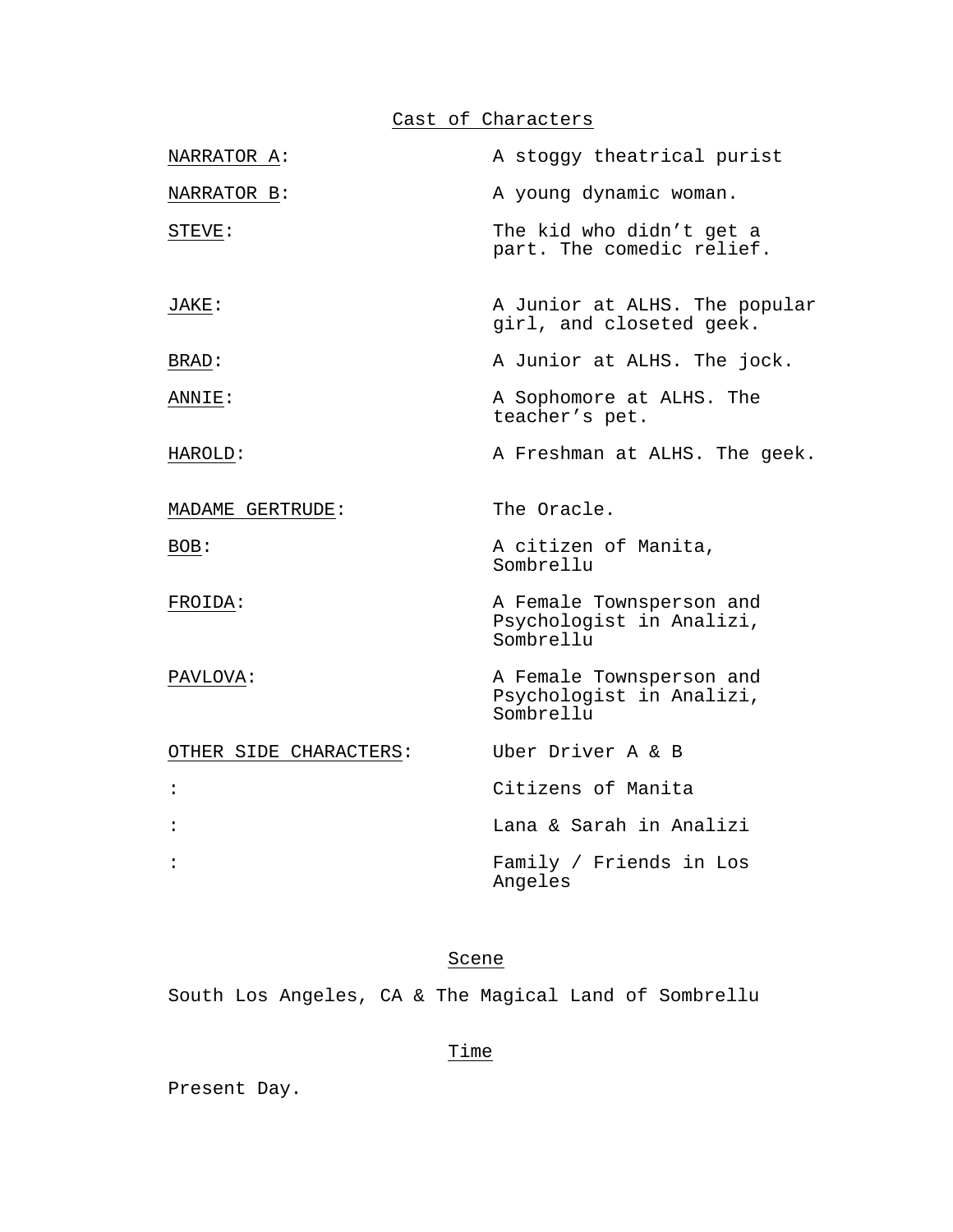## Cast of Characters

| | |
|---|---|
| NARRATOR A: | A stoggy theatrical purist |
| NARRATOR B: | A young dynamic woman. |
| STEVE: | The kid who didn't get a part. The comedic relief. |
| JAKE: | A Junior at ALHS. The popular girl, and closeted geek. |
| BRAD: | A Junior at ALHS. The jock. |
| ANNIE: | A Sophomore at ALHS. The teacher's pet. |
| HAROLD: | A Freshman at ALHS. The geek. |
| MADAME GERTRUDE: | The Oracle. |
| BOB: | A citizen of Manita, Sombrellu |
| FROIDA: | A Female Townsperson and Psychologist in Analizi, Sombrellu |
| PAVLOVA: | A Female Townsperson and Psychologist in Analizi, Sombrellu |
| OTHER SIDE CHARACTERS: | Uber Driver A & B |
| : | Citizens of Manita |
| : | Lana & Sarah in Analizi |
| : | Family / Friends in Los Angeles |

## Scene

South Los Angeles, CA & The Magical Land of Sombrellu

## Time

Present Day.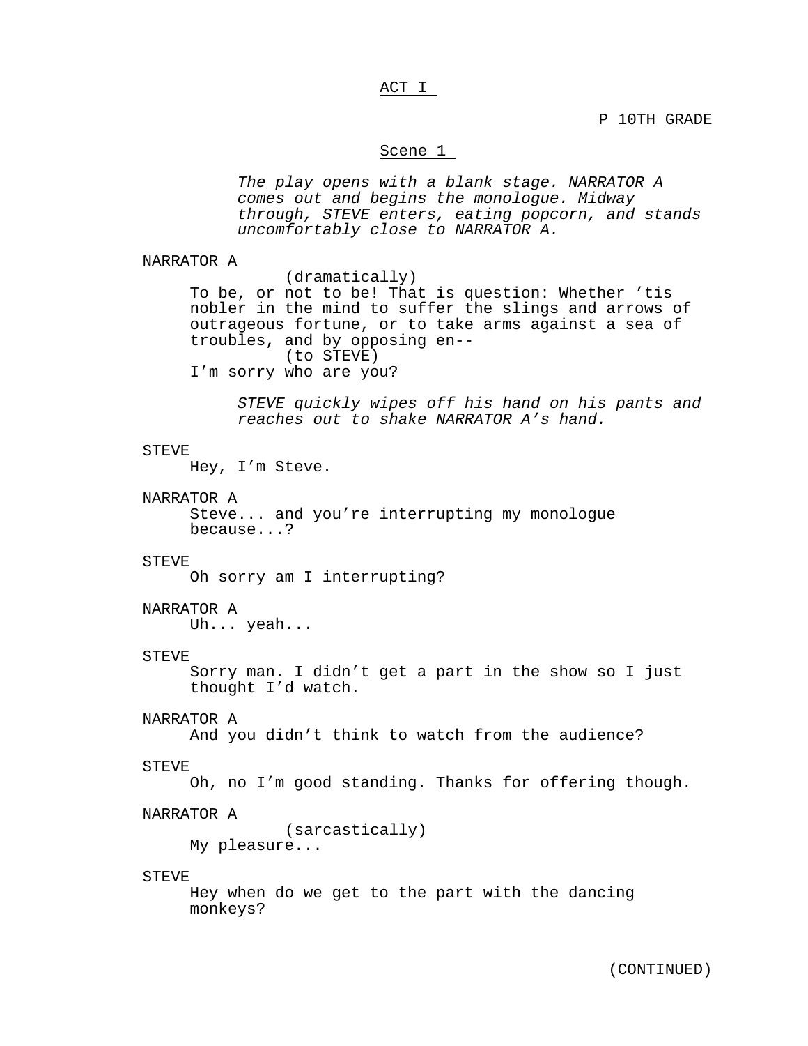ACT I

P 10TH GRADE

Scene 1

*The play opens with a blank stage. NARRATOR A comes out and begins the monologue. Midway through, STEVE enters, eating popcorn, and stands uncomfortably close to NARRATOR A.*

NARRATOR A
(dramatically)
To be, or not to be! That is question: Whether ’tis nobler in the mind to suffer the slings and arrows of outrageous fortune, or to take arms against a sea of troubles, and by opposing en--
(to STEVE)
I’m sorry who are you?

*STEVE quickly wipes off his hand on his pants and reaches out to shake NARRATOR A’s hand.*

STEVE
Hey, I’m Steve.

NARRATOR A
Steve... and you’re interrupting my monologue because...?

STEVE
Oh sorry am I interrupting?

NARRATOR A
Uh... yeah...

STEVE
Sorry man. I didn’t get a part in the show so I just thought I’d watch.

NARRATOR A
And you didn’t think to watch from the audience?

STEVE
Oh, no I’m good standing. Thanks for offering though.

NARRATOR A
(sarcastically)
My pleasure...

STEVE
Hey when do we get to the part with the dancing monkeys?

(CONTINUED)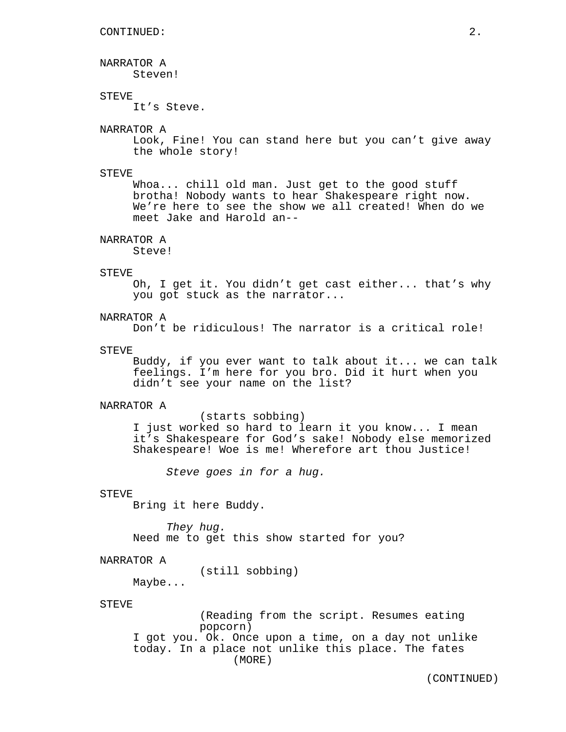NARRATOR A
Steven!

STEVE
It's Steve.

NARRATOR A
Look, Fine! You can stand here but you can't give away the whole story!

STEVE
Whoa... chill old man. Just get to the good stuff brotha! Nobody wants to hear Shakespeare right now. We're here to see the show we all created! When do we meet Jake and Harold an--

NARRATOR A
Steve!

STEVE
Oh, I get it. You didn't get cast either... that's why you got stuck as the narrator...

NARRATOR A
Don't be ridiculous! The narrator is a critical role!

STEVE
Buddy, if you ever want to talk about it... we can talk feelings. I'm here for you bro. Did it hurt when you didn't see your name on the list?

NARRATOR A
(starts sobbing)
I just worked so hard to learn it you know... I mean it's Shakespeare for God's sake! Nobody else memorized Shakespeare! Woe is me! Wherefore art thou Justice!

*Steve goes in for a hug.*

STEVE
Bring it here Buddy.

*They hug.*

Need me to get this show started for you?

NARRATOR A
(still sobbing)
Maybe...

STEVE
(Reading from the script. Resumes eating popcorn)
I got you. Ok. Once upon a time, on a day not unlike today. In a place not unlike this place. The fates
(MORE)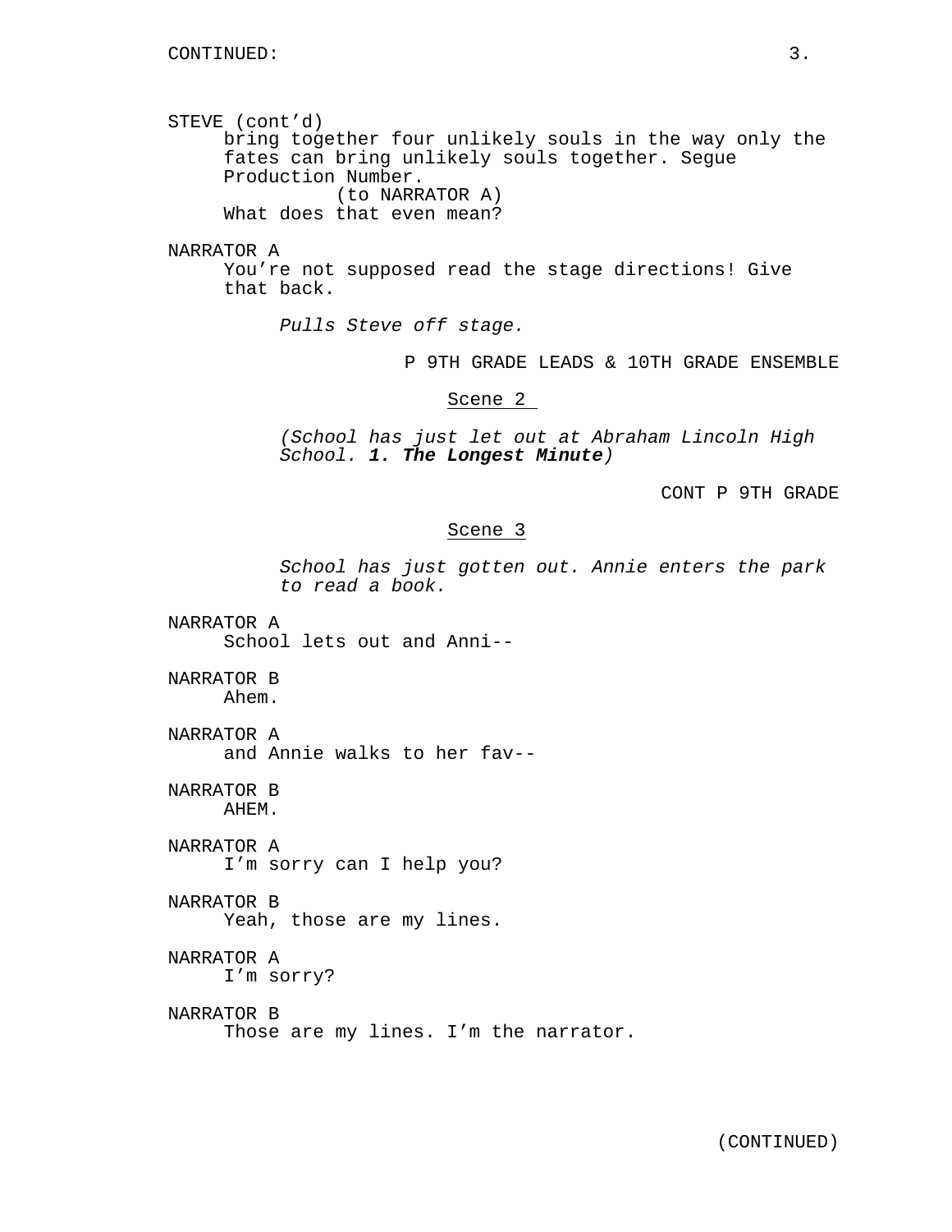STEVE (cont'd)
bring together four unlikely souls in the way only the fates can bring unlikely souls together. Segue Production Number.
(to NARRATOR A)
What does that even mean?

NARRATOR A
You're not supposed read the stage directions! Give that back.

*Pulls Steve off stage.*

P 9TH GRADE LEADS & 10TH GRADE ENSEMBLE

Scene 2

*(School has just let out at Abraham Lincoln High School.* ***1. The Longest Minute****)*

CONT P 9TH GRADE

Scene 3

*School has just gotten out. Annie enters the park to read a book.*

NARRATOR A
School lets out and Anni--

NARRATOR B
Ahem.

NARRATOR A
and Annie walks to her fav--

NARRATOR B
AHEM.

NARRATOR A
I'm sorry can I help you?

NARRATOR B
Yeah, those are my lines.

NARRATOR A
I'm sorry?

NARRATOR B
Those are my lines. I'm the narrator.

(CONTINUED)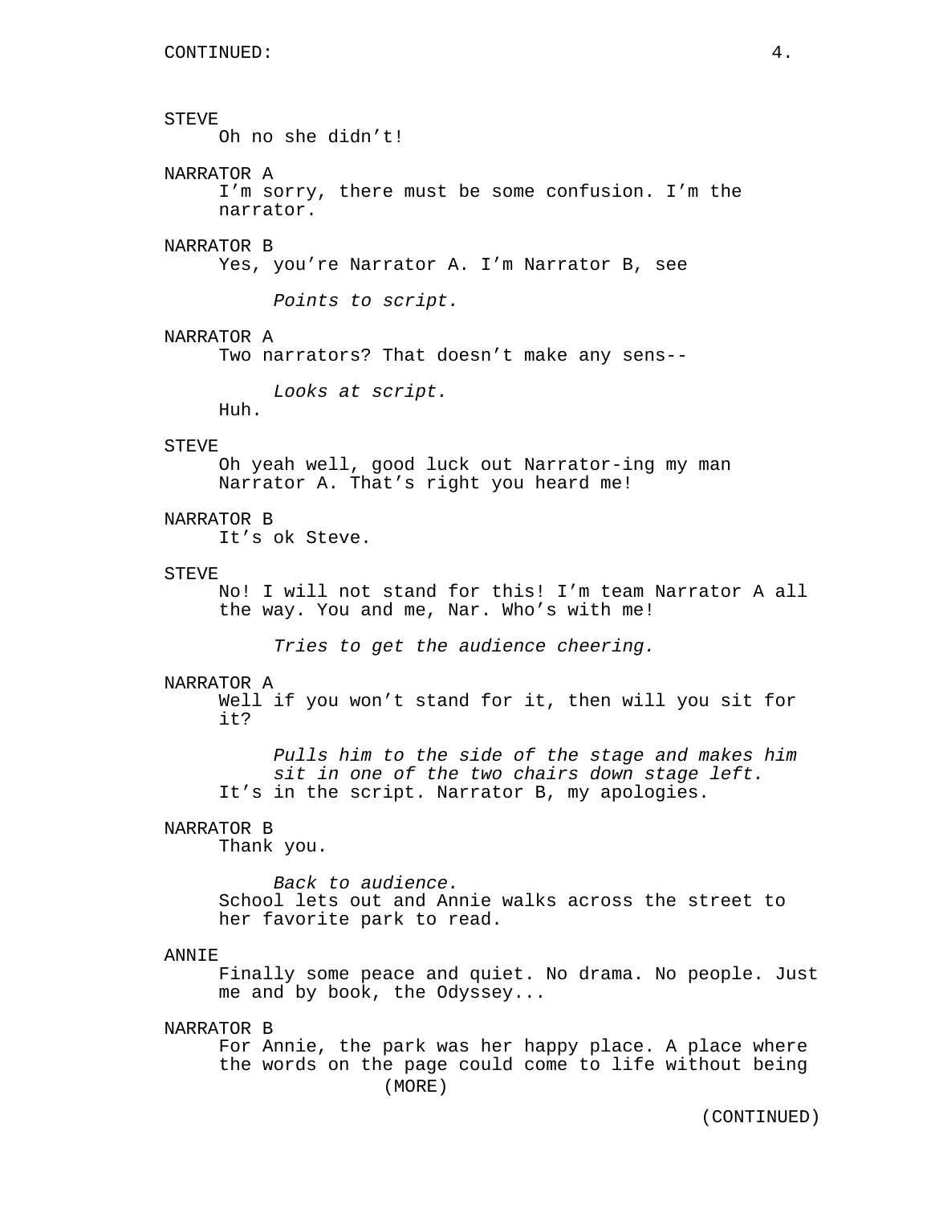STEVE
Oh no she didn't!

NARRATOR A
I'm sorry, there must be some confusion. I'm the narrator.

NARRATOR B
Yes, you're Narrator A. I'm Narrator B, see

*Points to script.*

NARRATOR A
Two narrators? That doesn't make any sens--

*Looks at script.*

Huh.

STEVE
Oh yeah well, good luck out Narrator-ing my man Narrator A. That's right you heard me!

NARRATOR B
It's ok Steve.

STEVE
No! I will not stand for this! I'm team Narrator A all the way. You and me, Nar. Who's with me!

*Tries to get the audience cheering.*

NARRATOR A
Well if you won't stand for it, then will you sit for it?

*Pulls him to the side of the stage and makes him sit in one of the two chairs down stage left.*

It's in the script. Narrator B, my apologies.

NARRATOR B
Thank you.

*Back to audience.*

School lets out and Annie walks across the street to her favorite park to read.

ANNIE
Finally some peace and quiet. No drama. No people. Just me and by book, the Odyssey...

NARRATOR B
For Annie, the park was her happy place. A place where the words on the page could come to life without being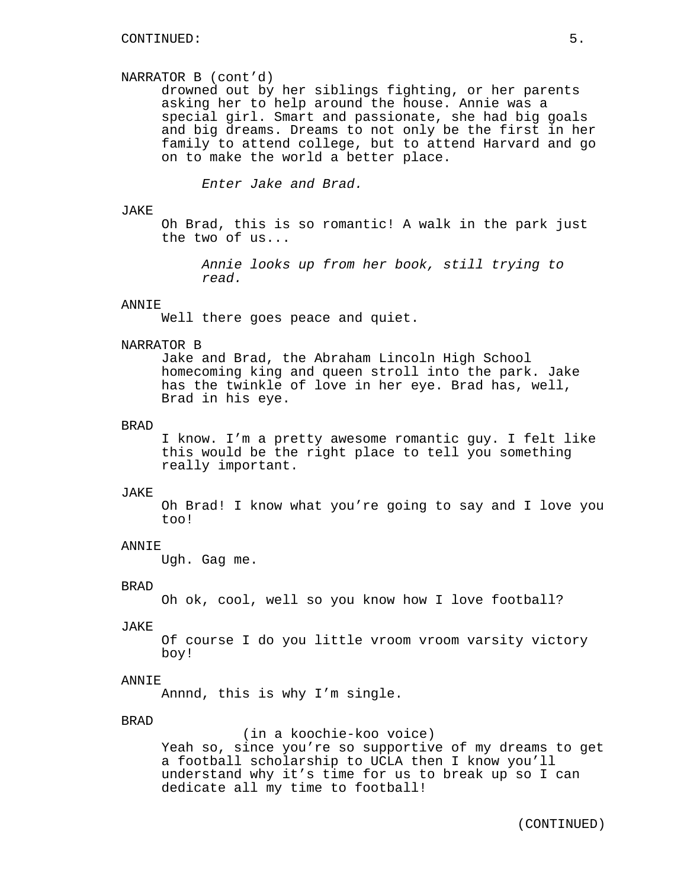NARRATOR B (cont'd)
drowned out by her siblings fighting, or her parents asking her to help around the house. Annie was a special girl. Smart and passionate, she had big goals and big dreams. Dreams to not only be the first in her family to attend college, but to attend Harvard and go on to make the world a better place.

*Enter Jake and Brad.*

JAKE
Oh Brad, this is so romantic! A walk in the park just the two of us...

*Annie looks up from her book, still trying to read.*

ANNIE
Well there goes peace and quiet.

NARRATOR B
Jake and Brad, the Abraham Lincoln High School homecoming king and queen stroll into the park. Jake has the twinkle of love in her eye. Brad has, well, Brad in his eye.

BRAD
I know. I'm a pretty awesome romantic guy. I felt like this would be the right place to tell you something really important.

JAKE
Oh Brad! I know what you're going to say and I love you too!

ANNIE
Ugh. Gag me.

BRAD
Oh ok, cool, well so you know how I love football?

JAKE
Of course I do you little vroom vroom varsity victory boy!

ANNIE
Annnd, this is why I'm single.

BRAD
(in a koochie-koo voice)
Yeah so, since you're so supportive of my dreams to get a football scholarship to UCLA then I know you'll understand why it's time for us to break up so I can dedicate all my time to football!

(CONTINUED)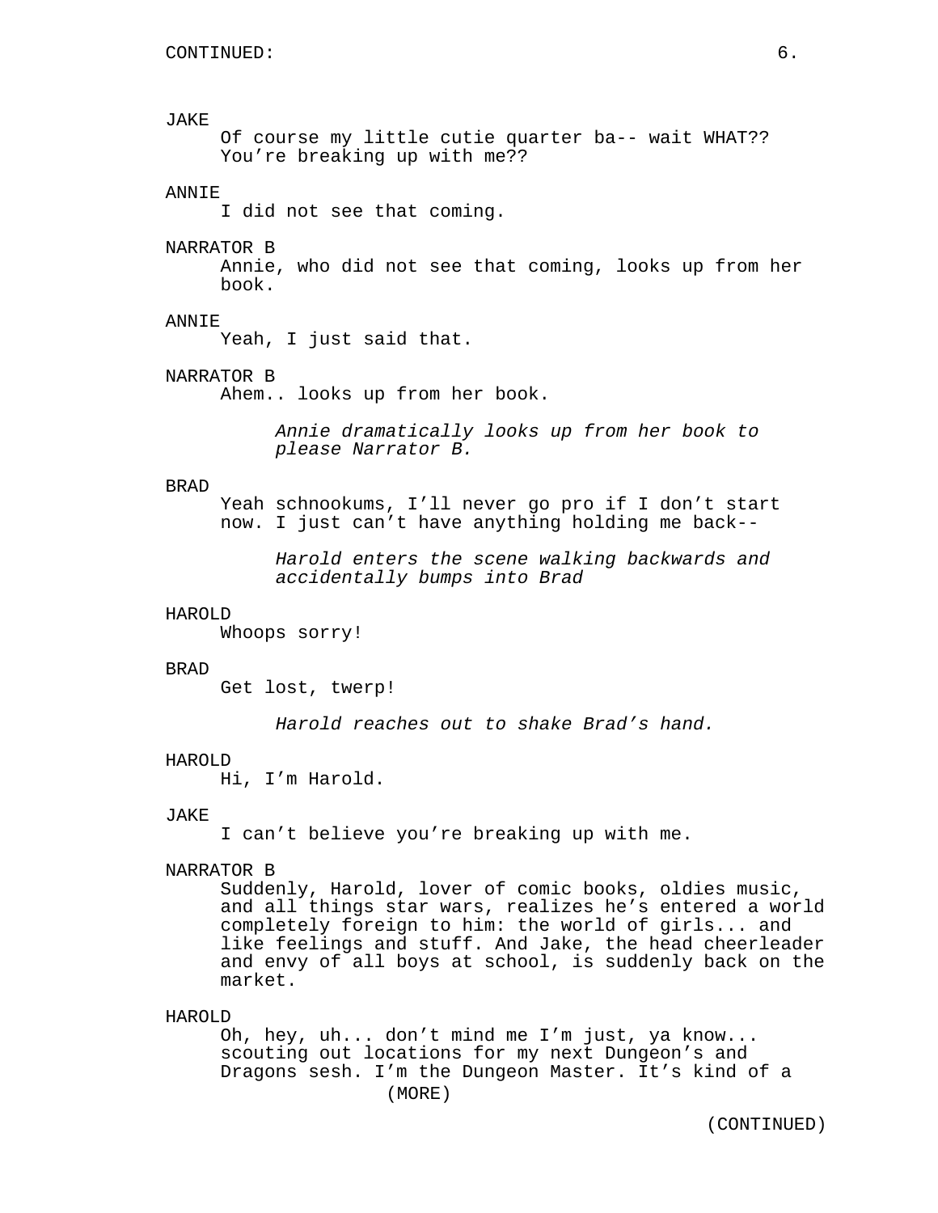CONTINUED:

JAKE
Of course my little cutie quarter ba-- wait WHAT??
You're breaking up with me??

ANNIE
I did not see that coming.

NARRATOR B
Annie, who did not see that coming, looks up from her book.

ANNIE
Yeah, I just said that.

NARRATOR B
Ahem.. looks up from her book.

*Annie dramatically looks up from her book to please Narrator B.*

BRAD
Yeah schnookums, I'll never go pro if I don't start now. I just can't have anything holding me back--

*Harold enters the scene walking backwards and accidentally bumps into Brad*

HAROLD
Whoops sorry!

BRAD
Get lost, twerp!

*Harold reaches out to shake Brad's hand.*

HAROLD
Hi, I'm Harold.

JAKE
I can't believe you're breaking up with me.

NARRATOR B
Suddenly, Harold, lover of comic books, oldies music, and all things star wars, realizes he's entered a world completely foreign to him: the world of girls... and like feelings and stuff. And Jake, the head cheerleader and envy of all boys at school, is suddenly back on the market.

HAROLD
Oh, hey, uh... don't mind me I'm just, ya know... scouting out locations for my next Dungeon's and Dragons sesh. I'm the Dungeon Master. It's kind of a
(MORE)

(CONTINUED)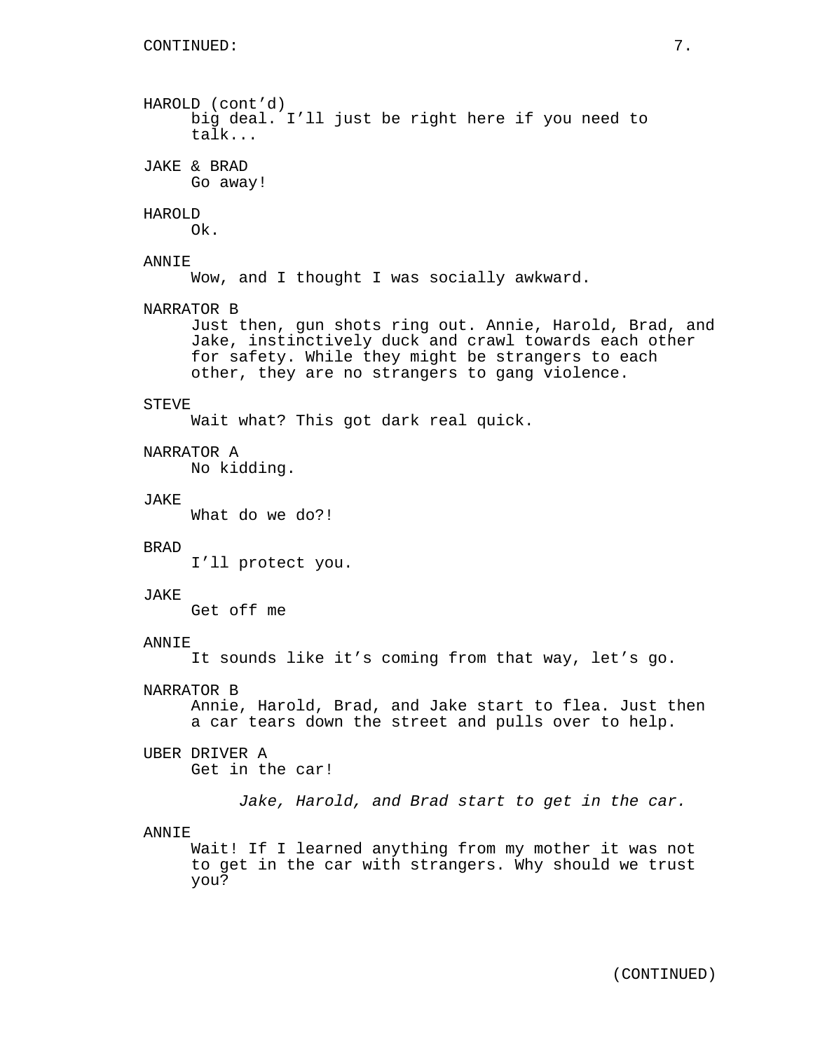HAROLD (cont'd)
big deal. I'll just be right here if you need to talk...

JAKE & BRAD
Go away!

HAROLD
Ok.

ANNIE
Wow, and I thought I was socially awkward.

NARRATOR B
Just then, gun shots ring out. Annie, Harold, Brad, and Jake, instinctively duck and crawl towards each other for safety. While they might be strangers to each other, they are no strangers to gang violence.

STEVE
Wait what? This got dark real quick.

NARRATOR A
No kidding.

JAKE
What do we do?!

BRAD
I'll protect you.

JAKE
Get off me

ANNIE
It sounds like it's coming from that way, let's go.

NARRATOR B
Annie, Harold, Brad, and Jake start to flea. Just then a car tears down the street and pulls over to help.

UBER DRIVER A
Get in the car!

*Jake, Harold, and Brad start to get in the car.*

ANNIE
Wait! If I learned anything from my mother it was not to get in the car with strangers. Why should we trust you?

(CONTINUED)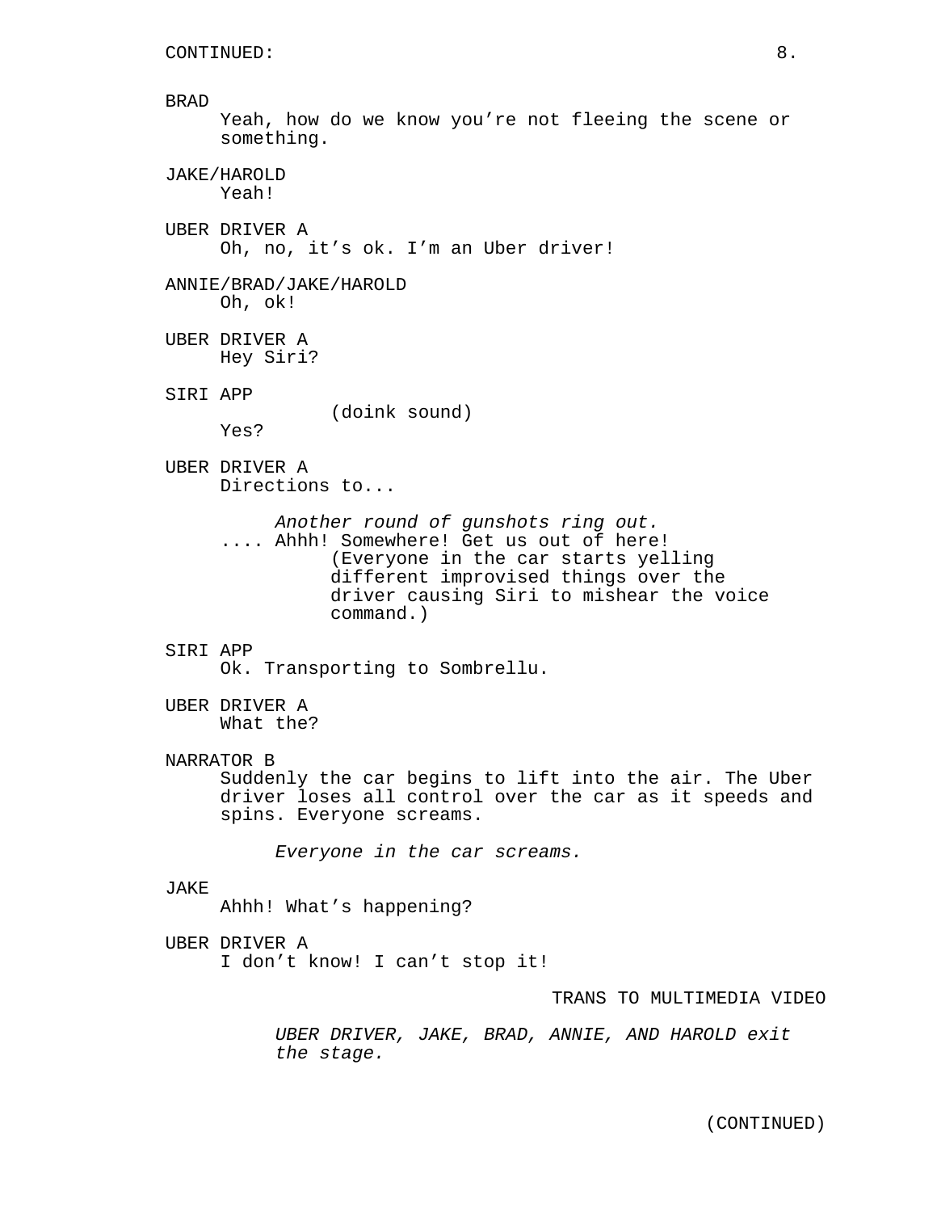CONTINUED:

BRAD
Yeah, how do we know you're not fleeing the scene or something.

JAKE/HAROLD
Yeah!

UBER DRIVER A
Oh, no, it's ok. I'm an Uber driver!

ANNIE/BRAD/JAKE/HAROLD
Oh, ok!

UBER DRIVER A
Hey Siri?

SIRI APP
(doink sound)
Yes?

UBER DRIVER A
Directions to...

*Another round of gunshots ring out.*

.... Ahhh! Somewhere! Get us out of here!
(Everyone in the car starts yelling different improvised things over the driver causing Siri to mishear the voice command.)

SIRI APP
Ok. Transporting to Sombrellu.

UBER DRIVER A
What the?

NARRATOR B
Suddenly the car begins to lift into the air. The Uber driver loses all control over the car as it speeds and spins. Everyone screams.

*Everyone in the car screams.*

JAKE
Ahhh! What's happening?

UBER DRIVER A
I don't know! I can't stop it!

TRANS TO MULTIMEDIA VIDEO

*UBER DRIVER, JAKE, BRAD, ANNIE, AND HAROLD exit the stage.*

(CONTINUED)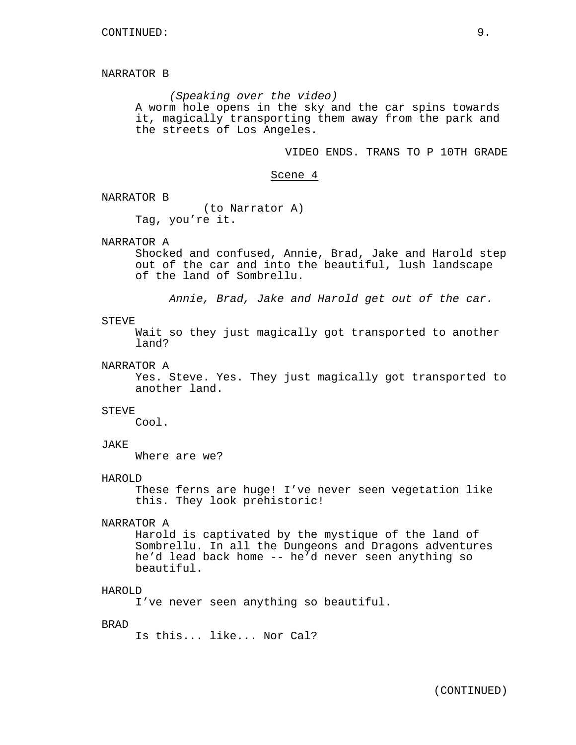NARRATOR B

*(Speaking over the video)*
A worm hole opens in the sky and the car spins towards it, magically transporting them away from the park and the streets of Los Angeles.

VIDEO ENDS. TRANS TO P 10TH GRADE

Scene 4

NARRATOR B
(to Narrator A)
Tag, you're it.

NARRATOR A
Shocked and confused, Annie, Brad, Jake and Harold step out of the car and into the beautiful, lush landscape of the land of Sombrellu.

*Annie, Brad, Jake and Harold get out of the car.*

STEVE
Wait so they just magically got transported to another land?

NARRATOR A
Yes. Steve. Yes. They just magically got transported to another land.

STEVE
Cool.

JAKE
Where are we?

HAROLD
These ferns are huge! I've never seen vegetation like this. They look prehistoric!

NARRATOR A
Harold is captivated by the mystique of the land of Sombrellu. In all the Dungeons and Dragons adventures he'd lead back home -- he'd never seen anything so beautiful.

HAROLD
I've never seen anything so beautiful.

BRAD
Is this... like... Nor Cal?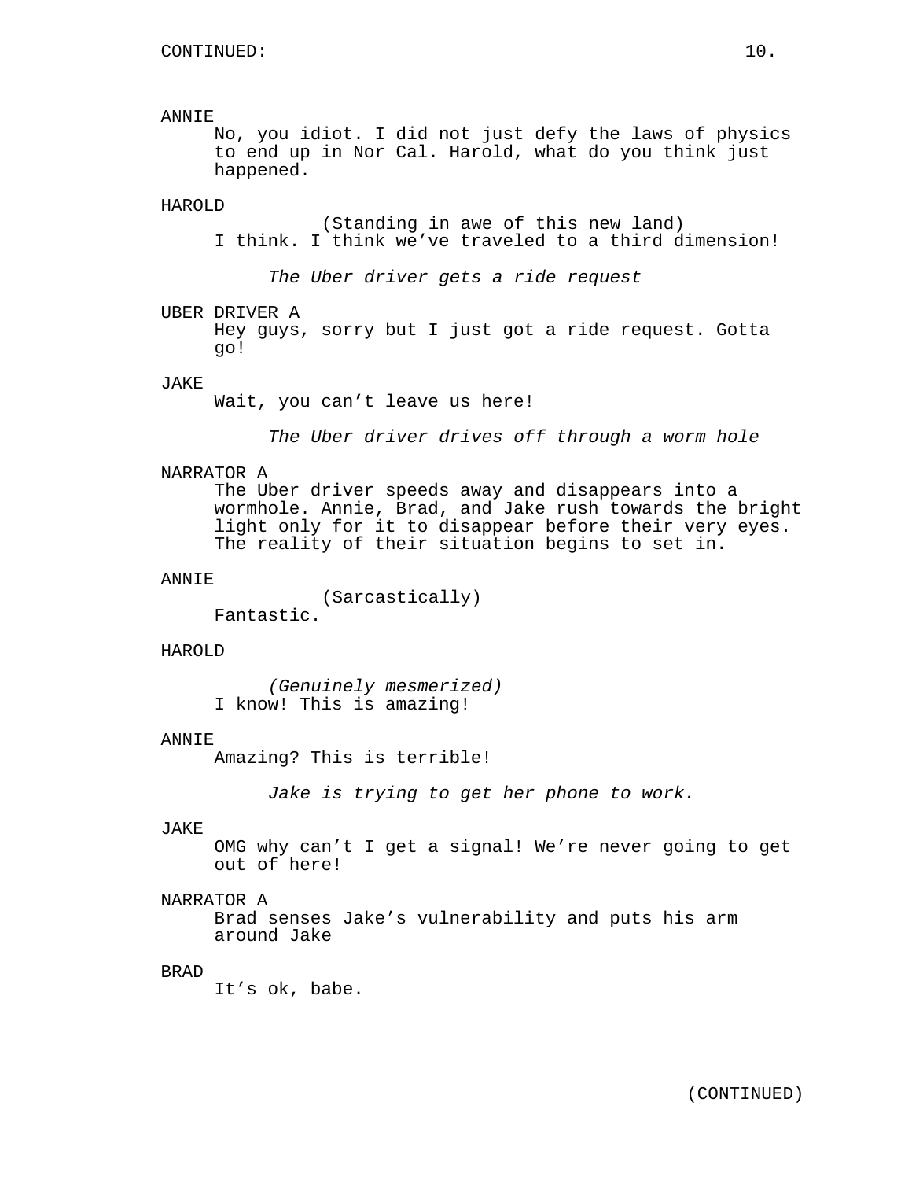ANNIE
No, you idiot. I did not just defy the laws of physics to end up in Nor Cal. Harold, what do you think just happened.

HAROLD
(Standing in awe of this new land)
I think. I think we've traveled to a third dimension!

*The Uber driver gets a ride request*

UBER DRIVER A
Hey guys, sorry but I just got a ride request. Gotta go!

JAKE
Wait, you can't leave us here!

*The Uber driver drives off through a worm hole*

NARRATOR A
The Uber driver speeds away and disappears into a wormhole. Annie, Brad, and Jake rush towards the bright light only for it to disappear before their very eyes. The reality of their situation begins to set in.

ANNIE
(Sarcastically)
Fantastic.

HAROLD

*(Genuinely mesmerized)*
I know! This is amazing!

ANNIE
Amazing? This is terrible!

*Jake is trying to get her phone to work.*

JAKE
OMG why can't I get a signal! We're never going to get out of here!

NARRATOR A
Brad senses Jake's vulnerability and puts his arm around Jake

BRAD
It's ok, babe.

(CONTINUED)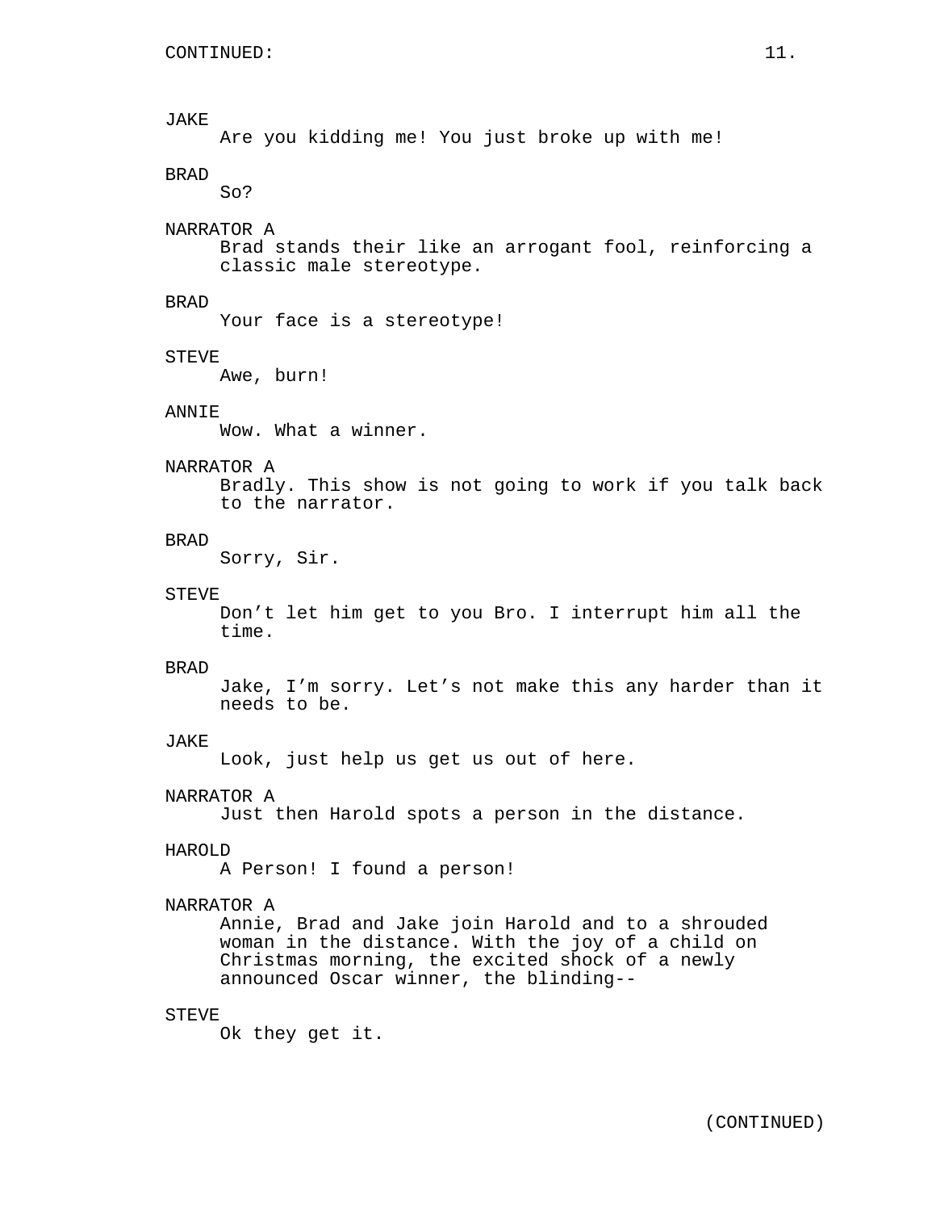CONTINUED:

JAKE
Are you kidding me! You just broke up with me!

BRAD
So?

NARRATOR A
Brad stands their like an arrogant fool, reinforcing a classic male stereotype.

BRAD
Your face is a stereotype!

STEVE
Awe, burn!

ANNIE
Wow. What a winner.

NARRATOR A
Bradly. This show is not going to work if you talk back to the narrator.

BRAD
Sorry, Sir.

STEVE
Don't let him get to you Bro. I interrupt him all the time.

BRAD
Jake, I'm sorry. Let's not make this any harder than it needs to be.

JAKE
Look, just help us get us out of here.

NARRATOR A
Just then Harold spots a person in the distance.

HAROLD
A Person! I found a person!

NARRATOR A
Annie, Brad and Jake join Harold and to a shrouded woman in the distance. With the joy of a child on Christmas morning, the excited shock of a newly announced Oscar winner, the blinding--

STEVE
Ok they get it.

(CONTINUED)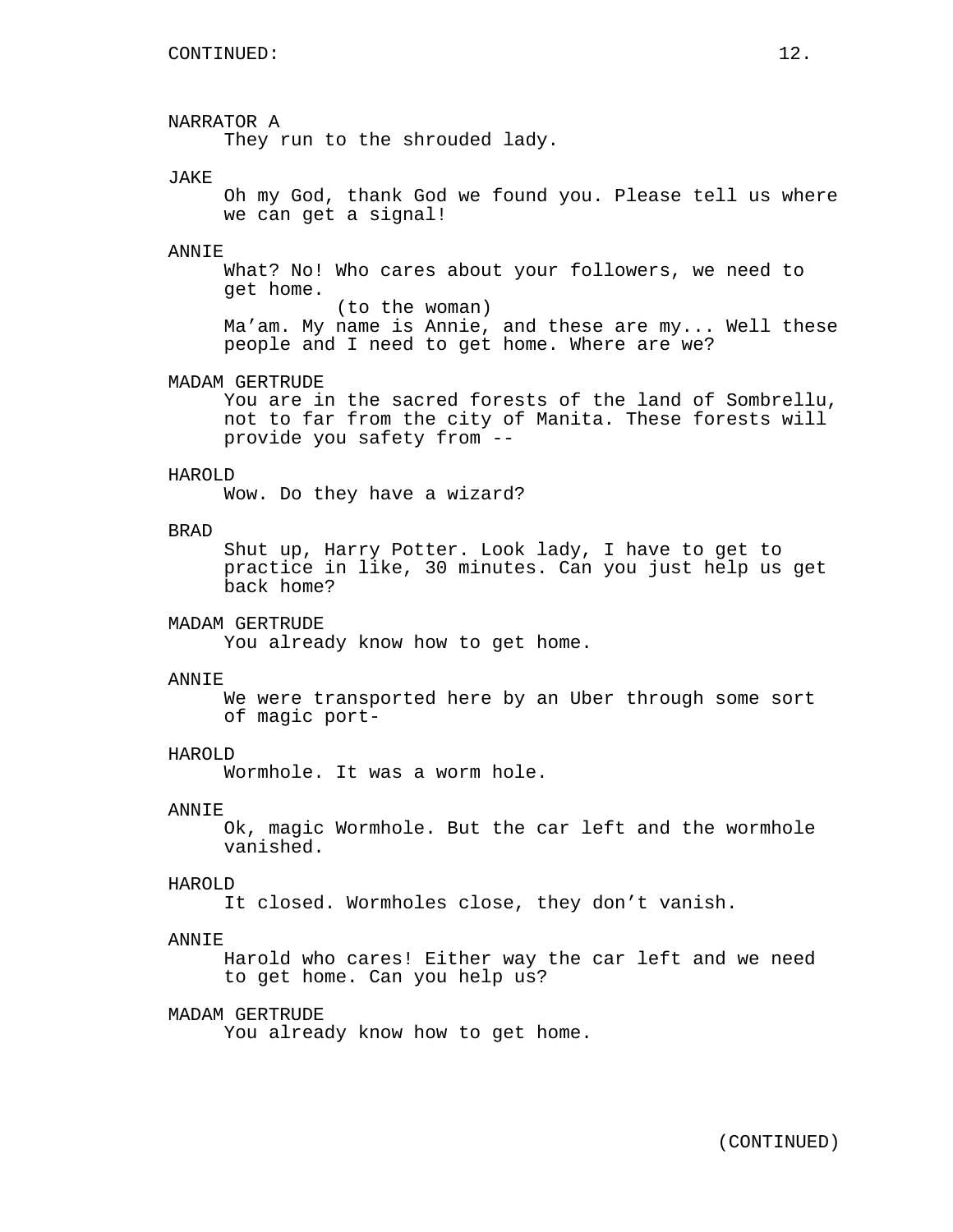CONTINUED:

NARRATOR A
They run to the shrouded lady.

JAKE
Oh my God, thank God we found you. Please tell us where we can get a signal!

ANNIE
What? No! Who cares about your followers, we need to get home.
(to the woman)
Ma’am. My name is Annie, and these are my... Well these people and I need to get home. Where are we?

MADAM GERTRUDE
You are in the sacred forests of the land of Sombrellu, not to far from the city of Manita. These forests will provide you safety from --

HAROLD
Wow. Do they have a wizard?

BRAD
Shut up, Harry Potter. Look lady, I have to get to practice in like, 30 minutes. Can you just help us get back home?

MADAM GERTRUDE
You already know how to get home.

ANNIE
We were transported here by an Uber through some sort of magic port-

HAROLD
Wormhole. It was a worm hole.

ANNIE
Ok, magic Wormhole. But the car left and the wormhole vanished.

HAROLD
It closed. Wormholes close, they don’t vanish.

ANNIE
Harold who cares! Either way the car left and we need to get home. Can you help us?

MADAM GERTRUDE
You already know how to get home.

(CONTINUED)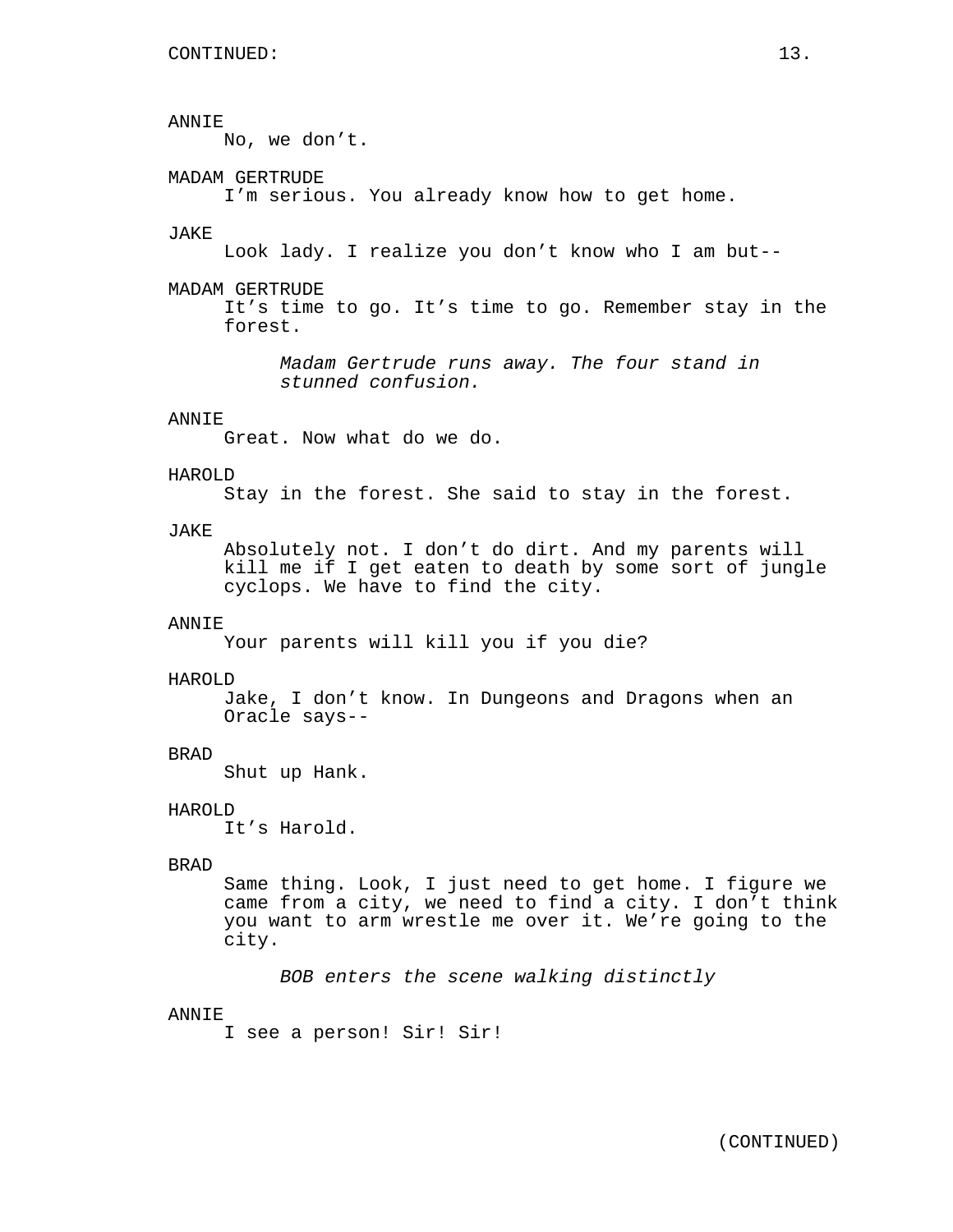CONTINUED:

ANNIE
No, we don't.

MADAM GERTRUDE
I'm serious. You already know how to get home.

JAKE
Look lady. I realize you don't know who I am but--

MADAM GERTRUDE
It's time to go. It's time to go. Remember stay in the forest.

*Madam Gertrude runs away. The four stand in stunned confusion.*

ANNIE
Great. Now what do we do.

HAROLD
Stay in the forest. She said to stay in the forest.

JAKE
Absolutely not. I don't do dirt. And my parents will kill me if I get eaten to death by some sort of jungle cyclops. We have to find the city.

ANNIE
Your parents will kill you if you die?

HAROLD
Jake, I don't know. In Dungeons and Dragons when an Oracle says--

BRAD
Shut up Hank.

HAROLD
It's Harold.

BRAD
Same thing. Look, I just need to get home. I figure we came from a city, we need to find a city. I don't think you want to arm wrestle me over it. We're going to the city.

*BOB enters the scene walking distinctly*

ANNIE
I see a person! Sir! Sir!

(CONTINUED)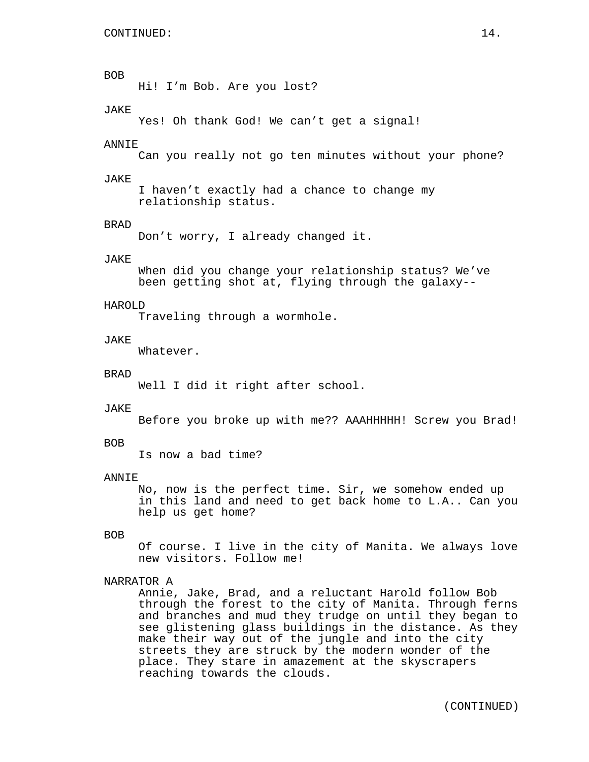CONTINUED:

BOB
Hi! I'm Bob. Are you lost?

JAKE
Yes! Oh thank God! We can't get a signal!

ANNIE
Can you really not go ten minutes without your phone?

JAKE
I haven't exactly had a chance to change my relationship status.

BRAD
Don't worry, I already changed it.

JAKE
When did you change your relationship status? We've been getting shot at, flying through the galaxy--

HAROLD
Traveling through a wormhole.

JAKE
Whatever.

BRAD
Well I did it right after school.

JAKE
Before you broke up with me?? AAAHHHHH! Screw you Brad!

BOB
Is now a bad time?

ANNIE
No, now is the perfect time. Sir, we somehow ended up in this land and need to get back home to L.A.. Can you help us get home?

BOB
Of course. I live in the city of Manita. We always love new visitors. Follow me!

NARRATOR A
Annie, Jake, Brad, and a reluctant Harold follow Bob through the forest to the city of Manita. Through ferns and branches and mud they trudge on until they began to see glistening glass buildings in the distance. As they make their way out of the jungle and into the city streets they are struck by the modern wonder of the place. They stare in amazement at the skyscrapers reaching towards the clouds.

(CONTINUED)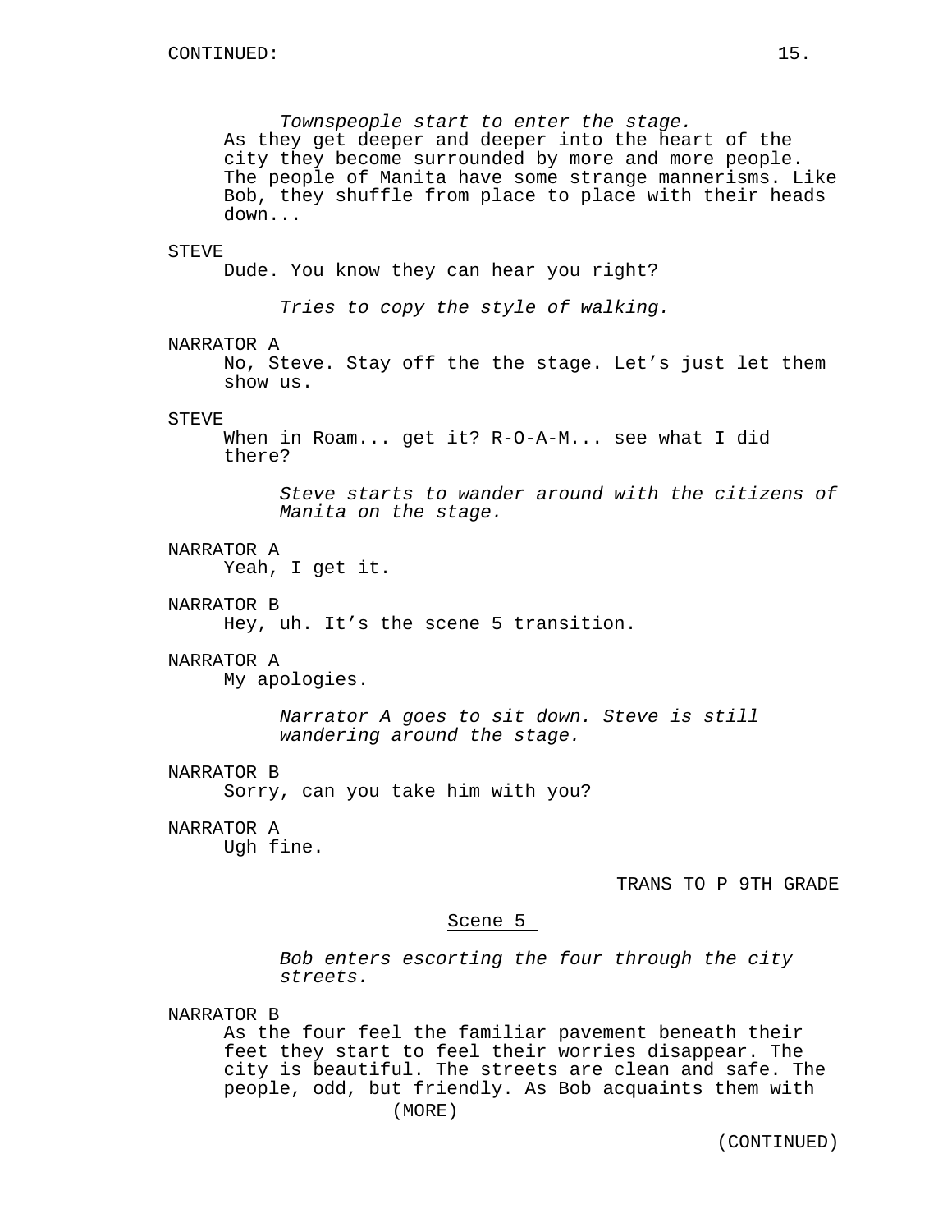CONTINUED:

*Townspeople start to enter the stage.*
As they get deeper and deeper into the heart of the city they become surrounded by more and more people. The people of Manita have some strange mannerisms. Like Bob, they shuffle from place to place with their heads down...

STEVE
Dude. You know they can hear you right?

*Tries to copy the style of walking.*

NARRATOR A
No, Steve. Stay off the the stage. Let's just let them show us.

STEVE
When in Roam... get it? R-O-A-M... see what I did there?

*Steve starts to wander around with the citizens of Manita on the stage.*

NARRATOR A
Yeah, I get it.

NARRATOR B
Hey, uh. It's the scene 5 transition.

NARRATOR A
My apologies.

*Narrator A goes to sit down. Steve is still wandering around the stage.*

NARRATOR B
Sorry, can you take him with you?

NARRATOR A
Ugh fine.

TRANS TO P 9TH GRADE

## Scene 5

*Bob enters escorting the four through the city streets.*

NARRATOR B
As the four feel the familiar pavement beneath their feet they start to feel their worries disappear. The city is beautiful. The streets are clean and safe. The people, odd, but friendly. As Bob acquaints them with
(MORE)

(CONTINUED)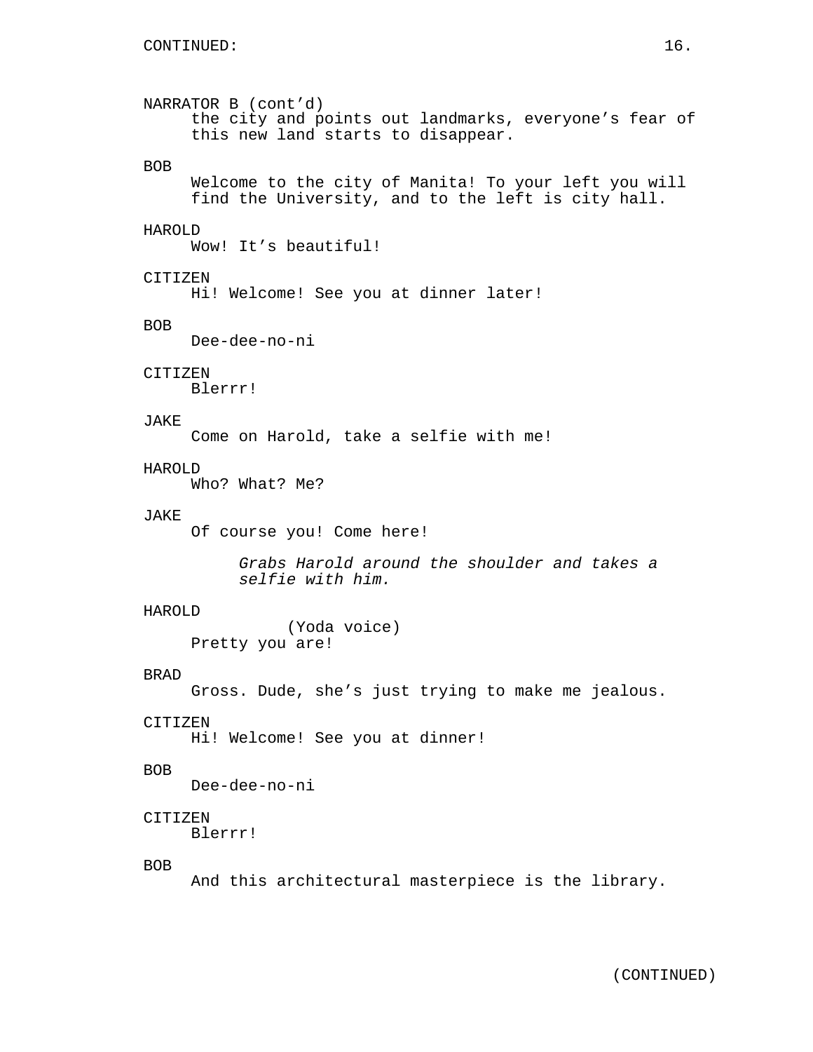NARRATOR B (cont'd)
the city and points out landmarks, everyone's fear of this new land starts to disappear.

BOB
Welcome to the city of Manita! To your left you will find the University, and to the left is city hall.

HAROLD
Wow! It's beautiful!

CITIZEN
Hi! Welcome! See you at dinner later!

BOB
Dee-dee-no-ni

CITIZEN
Blerrr!

JAKE
Come on Harold, take a selfie with me!

HAROLD
Who? What? Me?

JAKE
Of course you! Come here!

*Grabs Harold around the shoulder and takes a selfie with him.*

HAROLD
(Yoda voice)
Pretty you are!

BRAD
Gross. Dude, she's just trying to make me jealous.

CITIZEN
Hi! Welcome! See you at dinner!

BOB
Dee-dee-no-ni

CITIZEN
Blerrr!

BOB
And this architectural masterpiece is the library.

(CONTINUED)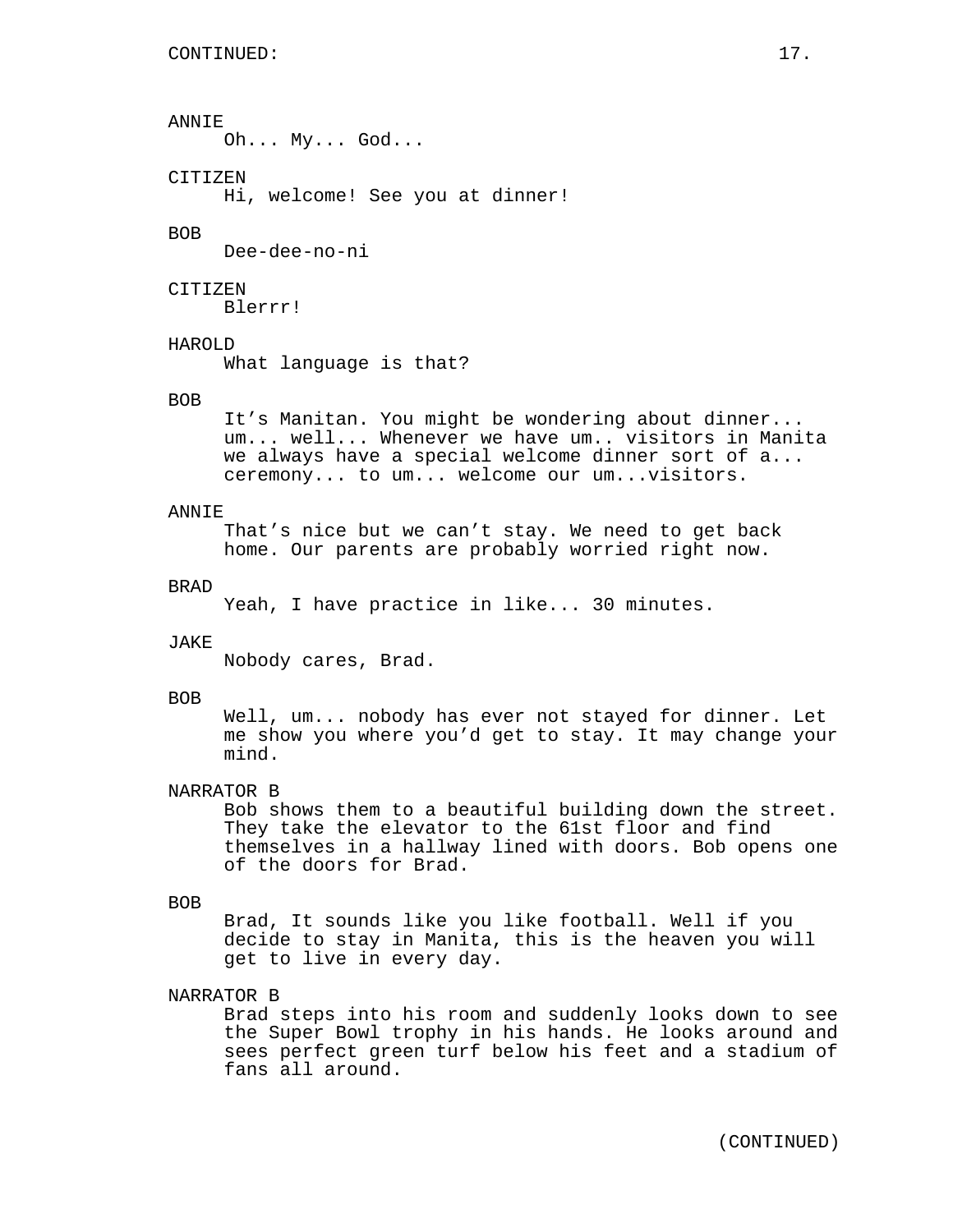CONTINUED:

ANNIE
Oh... My... God...

CITIZEN
Hi, welcome! See you at dinner!

BOB
Dee-dee-no-ni

CITIZEN
Blerrr!

HAROLD
What language is that?

BOB
It’s Manitan. You might be wondering about dinner... um... well... Whenever we have um.. visitors in Manita we always have a special welcome dinner sort of a... ceremony... to um... welcome our um...visitors.

ANNIE
That’s nice but we can’t stay. We need to get back home. Our parents are probably worried right now.

BRAD
Yeah, I have practice in like... 30 minutes.

JAKE
Nobody cares, Brad.

BOB
Well, um... nobody has ever not stayed for dinner. Let me show you where you’d get to stay. It may change your mind.

NARRATOR B
Bob shows them to a beautiful building down the street. They take the elevator to the 61st floor and find themselves in a hallway lined with doors. Bob opens one of the doors for Brad.

BOB
Brad, It sounds like you like football. Well if you decide to stay in Manita, this is the heaven you will get to live in every day.

NARRATOR B
Brad steps into his room and suddenly looks down to see the Super Bowl trophy in his hands. He looks around and sees perfect green turf below his feet and a stadium of fans all around.

(CONTINUED)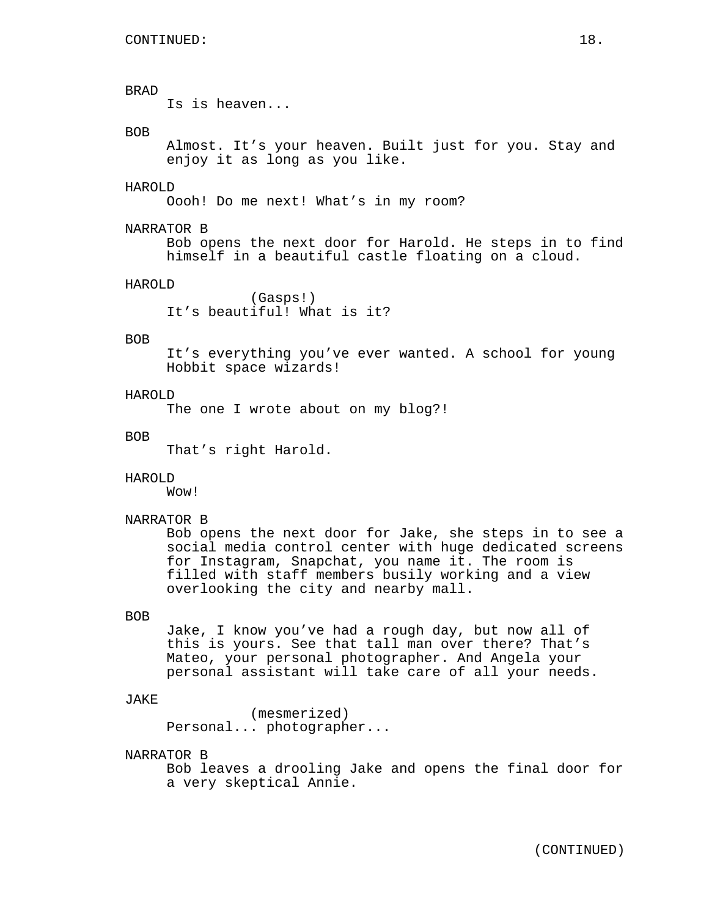CONTINUED:

BRAD

Is is heaven...

BOB

Almost. It’s your heaven. Built just for you. Stay and enjoy it as long as you like.

HAROLD

Oooh! Do me next! What’s in my room?

NARRATOR B

Bob opens the next door for Harold. He steps in to find himself in a beautiful castle floating on a cloud.

HAROLD

(Gasps!)

It’s beautiful! What is it?

BOB

It’s everything you’ve ever wanted. A school for young Hobbit space wizards!

HAROLD

The one I wrote about on my blog?!

BOB

That’s right Harold.

HAROLD

Wow!

NARRATOR B

Bob opens the next door for Jake, she steps in to see a social media control center with huge dedicated screens for Instagram, Snapchat, you name it. The room is filled with staff members busily working and a view overlooking the city and nearby mall.

BOB

Jake, I know you’ve had a rough day, but now all of this is yours. See that tall man over there? That’s Mateo, your personal photographer. And Angela your personal assistant will take care of all your needs.

JAKE

(mesmerized)

Personal... photographer...

NARRATOR B

Bob leaves a drooling Jake and opens the final door for a very skeptical Annie.

(CONTINUED)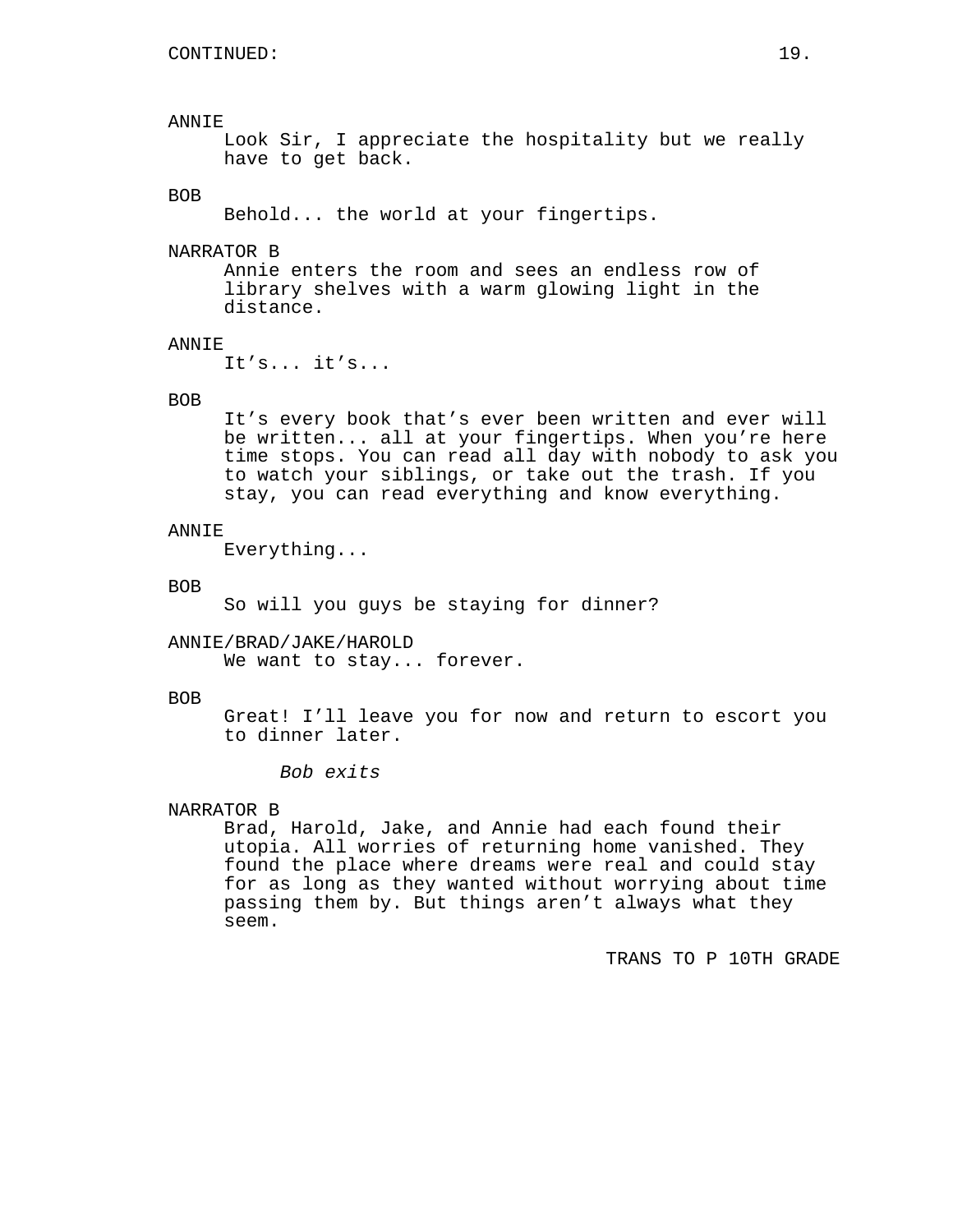CONTINUED:

ANNIE
Look Sir, I appreciate the hospitality but we really have to get back.

BOB
Behold... the world at your fingertips.

NARRATOR B
Annie enters the room and sees an endless row of library shelves with a warm glowing light in the distance.

ANNIE
It’s... it’s...

BOB
It’s every book that’s ever been written and ever will be written... all at your fingertips. When you’re here time stops. You can read all day with nobody to ask you to watch your siblings, or take out the trash. If you stay, you can read everything and know everything.

ANNIE
Everything...

BOB
So will you guys be staying for dinner?

ANNIE/BRAD/JAKE/HAROLD
We want to stay... forever.

BOB
Great! I’ll leave you for now and return to escort you to dinner later.

*Bob exits*

NARRATOR B
Brad, Harold, Jake, and Annie had each found their utopia. All worries of returning home vanished. They found the place where dreams were real and could stay for as long as they wanted without worrying about time passing them by. But things aren’t always what they seem.

TRANS TO P 10TH GRADE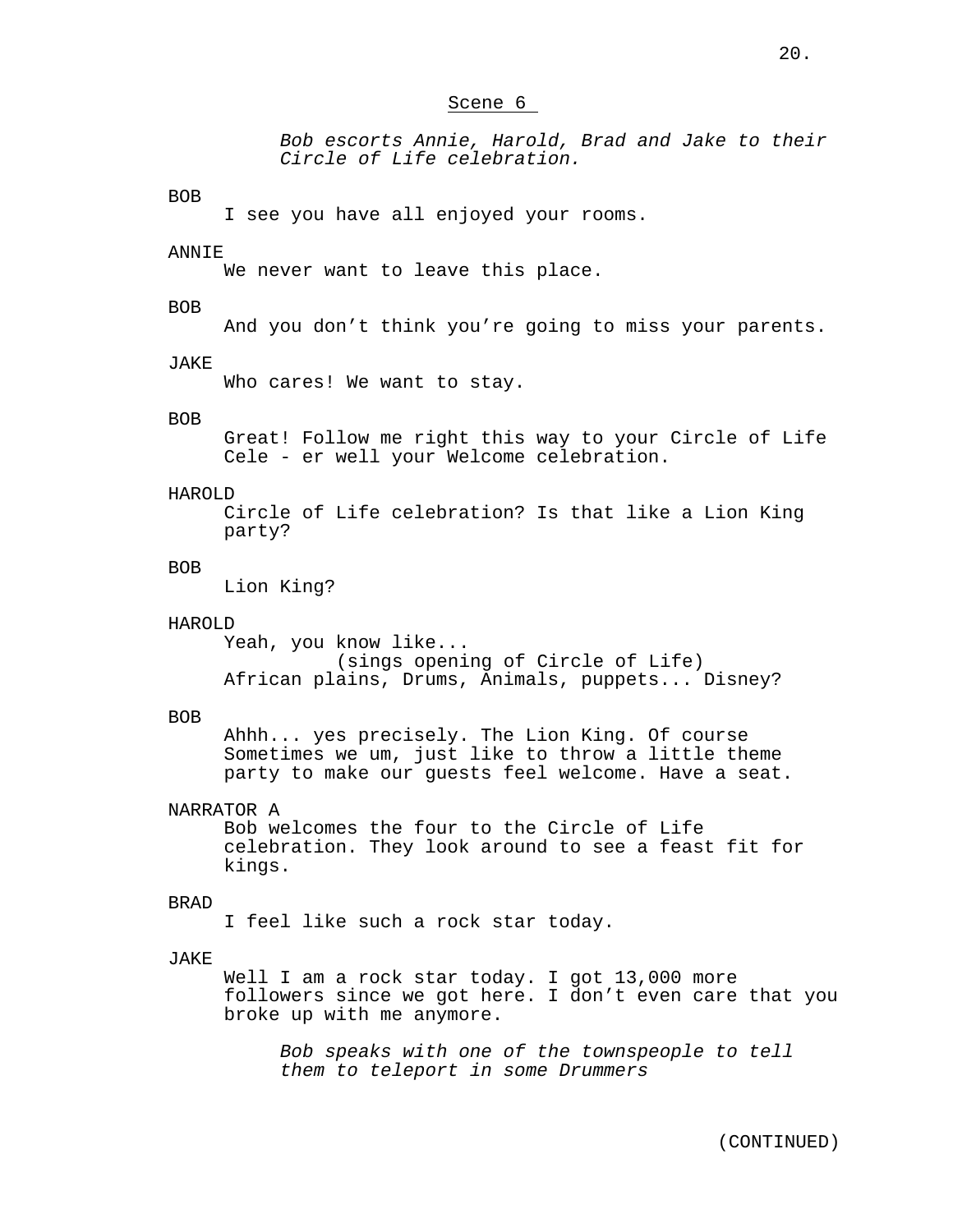## Scene 6

*Bob escorts Annie, Harold, Brad and Jake to their Circle of Life celebration.*

BOB
I see you have all enjoyed your rooms.

ANNIE
We never want to leave this place.

BOB
And you don’t think you’re going to miss your parents.

JAKE
Who cares! We want to stay.

BOB
Great! Follow me right this way to your Circle of Life Cele - er well your Welcome celebration.

HAROLD
Circle of Life celebration? Is that like a Lion King party?

BOB
Lion King?

HAROLD
Yeah, you know like...
(sings opening of Circle of Life)
African plains, Drums, Animals, puppets... Disney?

BOB
Ahhh... yes precisely. The Lion King. Of course Sometimes we um, just like to throw a little theme party to make our guests feel welcome. Have a seat.

NARRATOR A
Bob welcomes the four to the Circle of Life celebration. They look around to see a feast fit for kings.

BRAD
I feel like such a rock star today.

JAKE
Well I am a rock star today. I got 13,000 more followers since we got here. I don’t even care that you broke up with me anymore.

*Bob speaks with one of the townspeople to tell them to teleport in some Drummers*

(CONTINUED)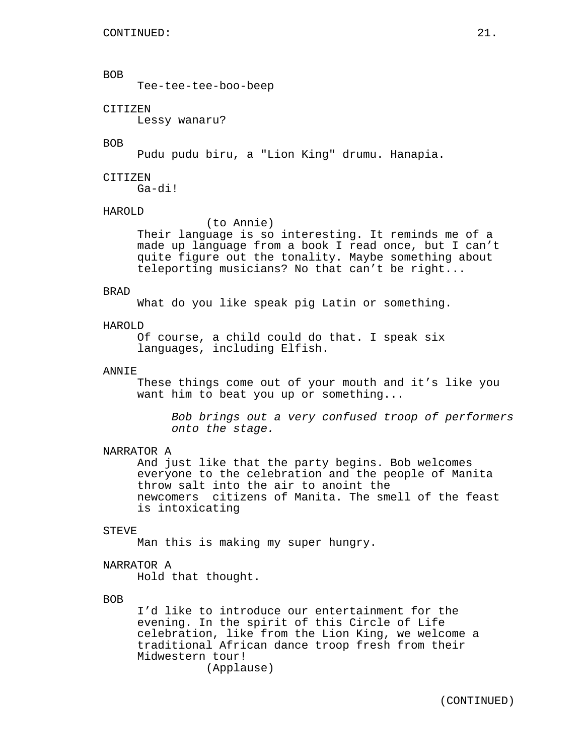CONTINUED:

BOB
Tee-tee-tee-boo-beep

CITIZEN
Lessy wanaru?

BOB
Pudu pudu biru, a "Lion King" drumu. Hanapia.

CITIZEN
Ga-di!

HAROLD
(to Annie)
Their language is so interesting. It reminds me of a made up language from a book I read once, but I can’t quite figure out the tonality. Maybe something about teleporting musicians? No that can’t be right...

BRAD
What do you like speak pig Latin or something.

HAROLD
Of course, a child could do that. I speak six languages, including Elfish.

ANNIE
These things come out of your mouth and it’s like you want him to beat you up or something...

*Bob brings out a very confused troop of performers onto the stage.*

NARRATOR A
And just like that the party begins. Bob welcomes everyone to the celebration and the people of Manita throw salt into the air to anoint the newcomers citizens of Manita. The smell of the feast is intoxicating

STEVE
Man this is making my super hungry.

NARRATOR A
Hold that thought.

BOB
I’d like to introduce our entertainment for the evening. In the spirit of this Circle of Life celebration, like from the Lion King, we welcome a traditional African dance troop fresh from their Midwestern tour!
(Applause)

(CONTINUED)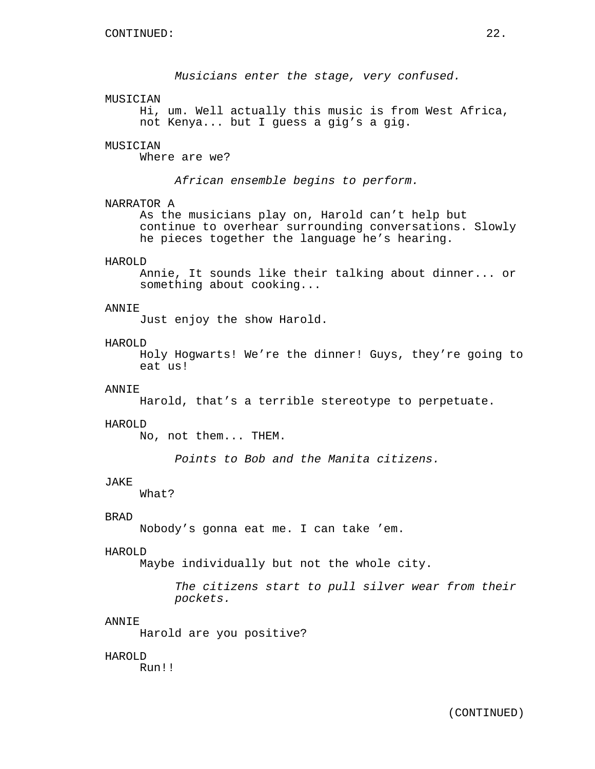*Musicians enter the stage, very confused.*

MUSICIAN
Hi, um. Well actually this music is from West Africa, not Kenya... but I guess a gig's a gig.

MUSICIAN
Where are we?

*African ensemble begins to perform.*

NARRATOR A
As the musicians play on, Harold can't help but continue to overhear surrounding conversations. Slowly he pieces together the language he's hearing.

HAROLD
Annie, It sounds like their talking about dinner... or something about cooking...

ANNIE
Just enjoy the show Harold.

HAROLD
Holy Hogwarts! We're the dinner! Guys, they're going to eat us!

ANNIE
Harold, that's a terrible stereotype to perpetuate.

HAROLD
No, not them... THEM.

*Points to Bob and the Manita citizens.*

JAKE
What?

BRAD
Nobody's gonna eat me. I can take 'em.

HAROLD
Maybe individually but not the whole city.

*The citizens start to pull silver wear from their pockets.*

ANNIE
Harold are you positive?

HAROLD
Run!!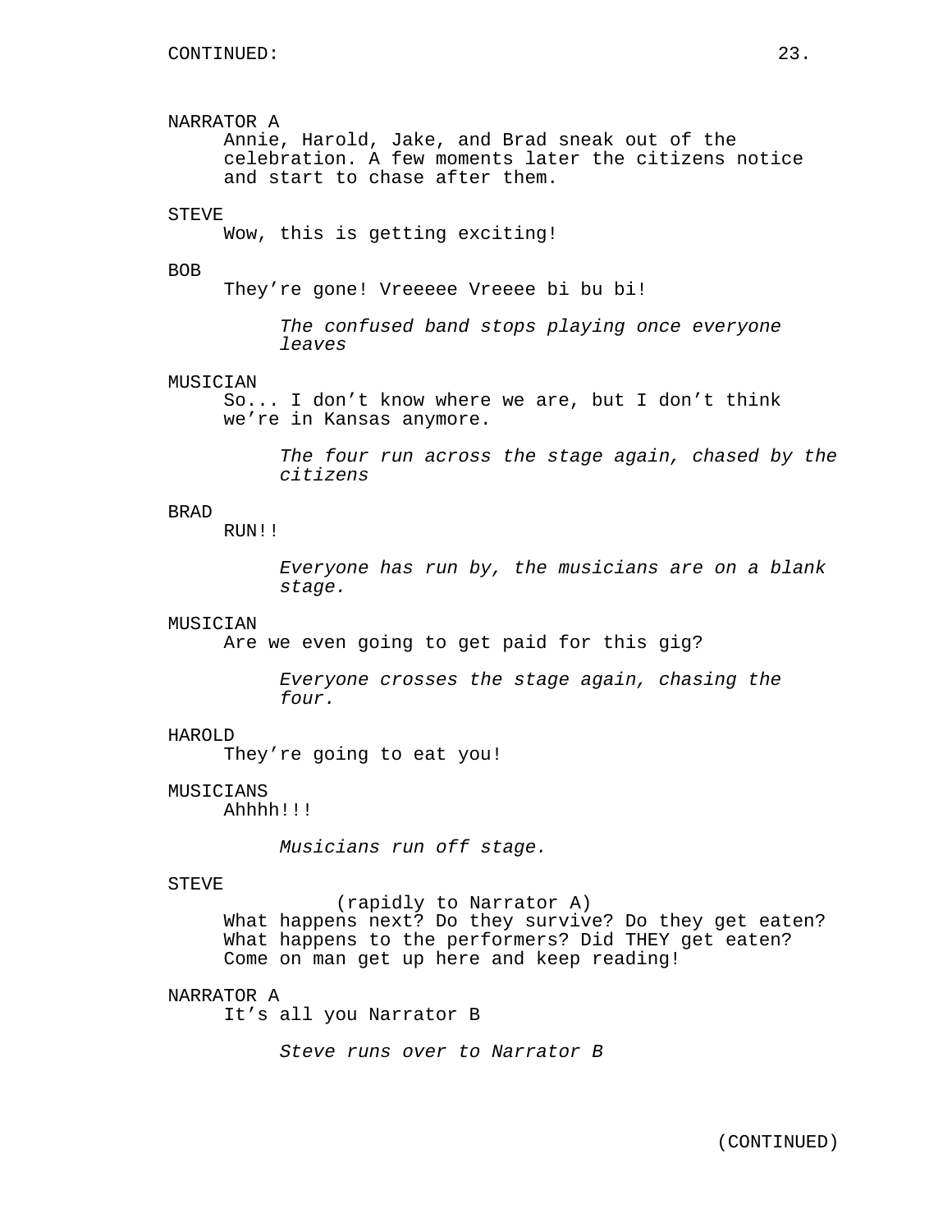CONTINUED:

NARRATOR A

Annie, Harold, Jake, and Brad sneak out of the celebration. A few moments later the citizens notice and start to chase after them.

STEVE

Wow, this is getting exciting!

BOB

They're gone! Vreeeee Vreeee bi bu bi!

*The confused band stops playing once everyone leaves*

MUSICIAN

So... I don't know where we are, but I don't think we're in Kansas anymore.

*The four run across the stage again, chased by the citizens*

BRAD

RUN!!

*Everyone has run by, the musicians are on a blank stage.*

MUSICIAN

Are we even going to get paid for this gig?

*Everyone crosses the stage again, chasing the four.*

HAROLD

They're going to eat you!

MUSICIANS

Ahhhh!!!

*Musicians run off stage.*

STEVE

(rapidly to Narrator A)

What happens next? Do they survive? Do they get eaten? What happens to the performers? Did THEY get eaten? Come on man get up here and keep reading!

NARRATOR A

It's all you Narrator B

*Steve runs over to Narrator B*

(CONTINUED)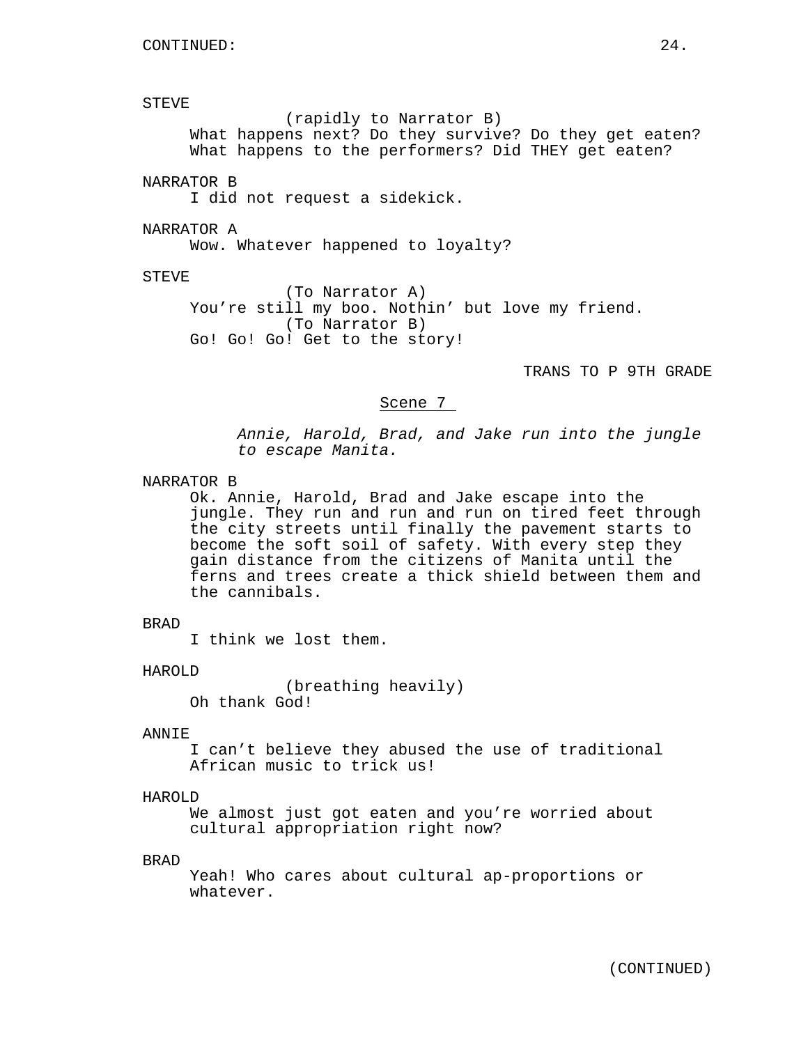STEVE
(rapidly to Narrator B)
What happens next? Do they survive? Do they get eaten? What happens to the performers? Did THEY get eaten?

NARRATOR B
I did not request a sidekick.

NARRATOR A
Wow. Whatever happened to loyalty?

STEVE
(To Narrator A)
You're still my boo. Nothin' but love my friend.
(To Narrator B)
Go! Go! Go! Get to the story!

TRANS TO P 9TH GRADE

Scene 7

*Annie, Harold, Brad, and Jake run into the jungle to escape Manita.*

NARRATOR B
Ok. Annie, Harold, Brad and Jake escape into the jungle. They run and run and run on tired feet through the city streets until finally the pavement starts to become the soft soil of safety. With every step they gain distance from the citizens of Manita until the ferns and trees create a thick shield between them and the cannibals.

BRAD
I think we lost them.

HAROLD
(breathing heavily)
Oh thank God!

ANNIE
I can't believe they abused the use of traditional African music to trick us!

HAROLD
We almost just got eaten and you're worried about cultural appropriation right now?

BRAD
Yeah! Who cares about cultural ap-proportions or whatever.

(CONTINUED)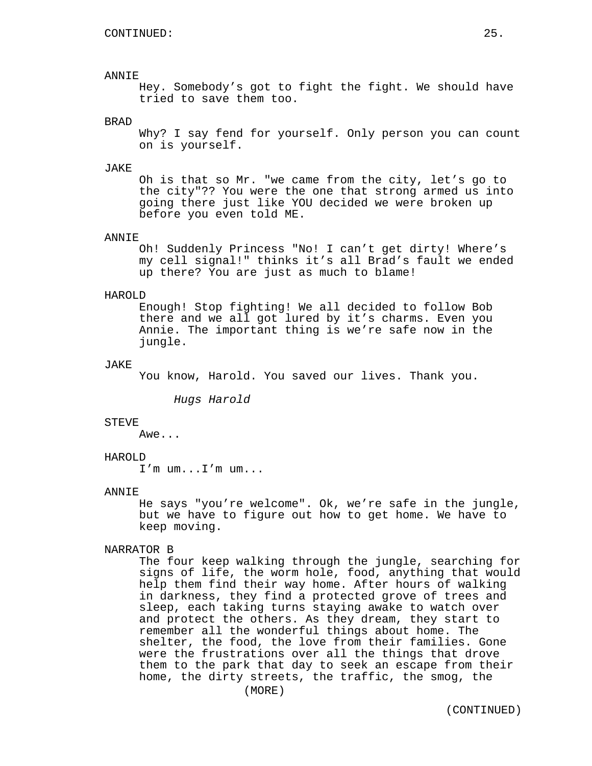CONTINUED:

ANNIE
Hey. Somebody's got to fight the fight. We should have tried to save them too.

BRAD
Why? I say fend for yourself. Only person you can count on is yourself.

JAKE
Oh is that so Mr. "we came from the city, let's go to the city"?? You were the one that strong armed us into going there just like YOU decided we were broken up before you even told ME.

ANNIE
Oh! Suddenly Princess "No! I can't get dirty! Where's my cell signal!" thinks it's all Brad's fault we ended up there? You are just as much to blame!

HAROLD
Enough! Stop fighting! We all decided to follow Bob there and we all got lured by it's charms. Even you Annie. The important thing is we're safe now in the jungle.

JAKE
You know, Harold. You saved our lives. Thank you.

*Hugs Harold*

STEVE
Awe...

HAROLD
I'm um...I'm um...

ANNIE
He says "you're welcome". Ok, we're safe in the jungle, but we have to figure out how to get home. We have to keep moving.

NARRATOR B
The four keep walking through the jungle, searching for signs of life, the worm hole, food, anything that would help them find their way home. After hours of walking in darkness, they find a protected grove of trees and sleep, each taking turns staying awake to watch over and protect the others. As they dream, they start to remember all the wonderful things about home. The shelter, the food, the love from their families. Gone were the frustrations over all the things that drove them to the park that day to seek an escape from their home, the dirty streets, the traffic, the smog, the

(MORE)

(CONTINUED)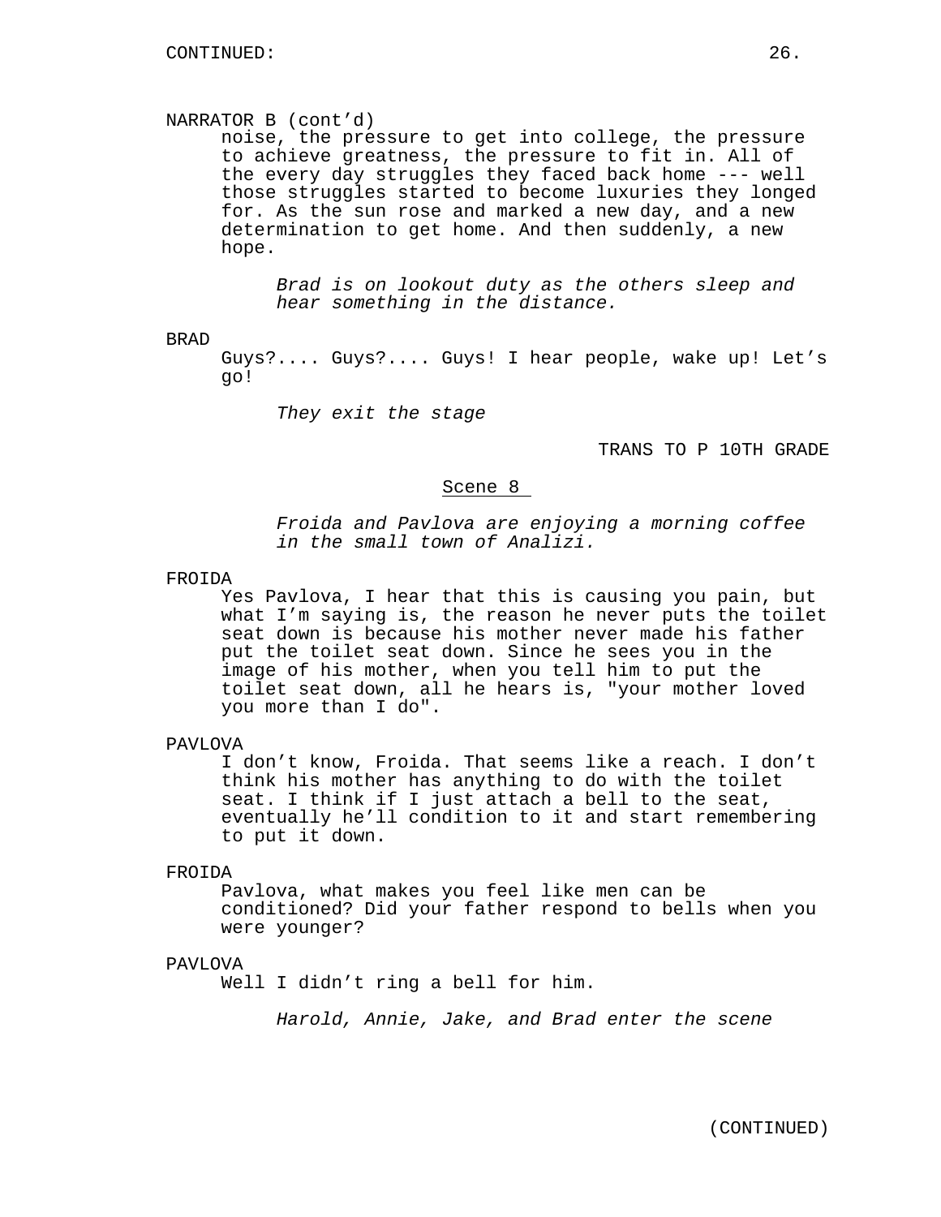NARRATOR B (cont'd)
noise, the pressure to get into college, the pressure to achieve greatness, the pressure to fit in. All of the every day struggles they faced back home --- well those struggles started to become luxuries they longed for. As the sun rose and marked a new day, and a new determination to get home. And then suddenly, a new hope.

*Brad is on lookout duty as the others sleep and hear something in the distance.*

BRAD
Guys?.... Guys?.... Guys! I hear people, wake up! Let's go!

*They exit the stage*

TRANS TO P 10TH GRADE

Scene 8

*Froida and Pavlova are enjoying a morning coffee in the small town of Analizi.*

FROIDA
Yes Pavlova, I hear that this is causing you pain, but what I'm saying is, the reason he never puts the toilet seat down is because his mother never made his father put the toilet seat down. Since he sees you in the image of his mother, when you tell him to put the toilet seat down, all he hears is, "your mother loved you more than I do".

PAVLOVA
I don't know, Froida. That seems like a reach. I don't think his mother has anything to do with the toilet seat. I think if I just attach a bell to the seat, eventually he'll condition to it and start remembering to put it down.

FROIDA
Pavlova, what makes you feel like men can be conditioned? Did your father respond to bells when you were younger?

PAVLOVA
Well I didn't ring a bell for him.

*Harold, Annie, Jake, and Brad enter the scene*

(CONTINUED)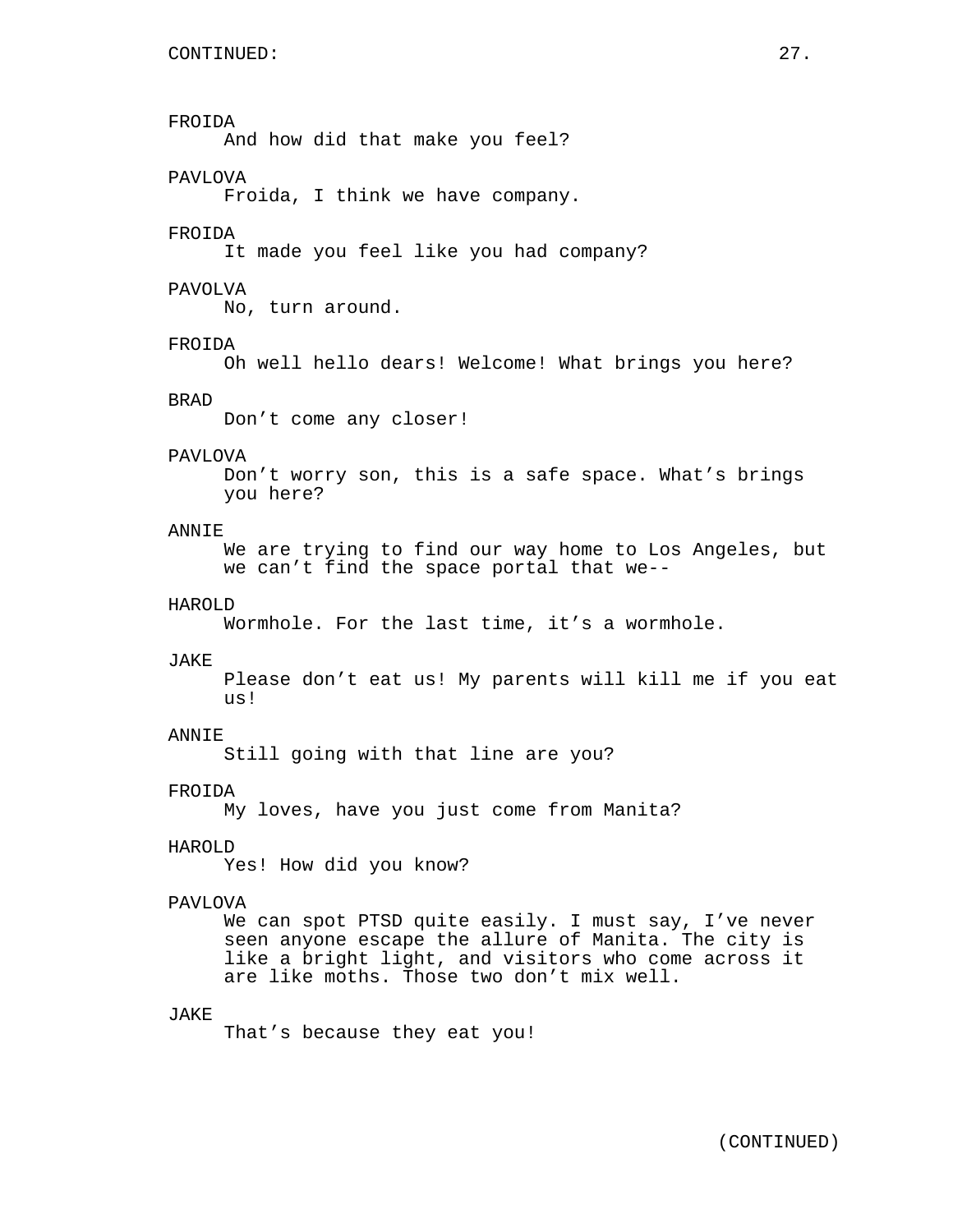FROIDA
And how did that make you feel?

PAVLOVA
Froida, I think we have company.

FROIDA
It made you feel like you had company?

PAVOLVA
No, turn around.

FROIDA
Oh well hello dears! Welcome! What brings you here?

BRAD
Don’t come any closer!

PAVLOVA
Don’t worry son, this is a safe space. What’s brings you here?

ANNIE
We are trying to find our way home to Los Angeles, but we can’t find the space portal that we--

HAROLD
Wormhole. For the last time, it’s a wormhole.

JAKE
Please don’t eat us! My parents will kill me if you eat us!

ANNIE
Still going with that line are you?

FROIDA
My loves, have you just come from Manita?

HAROLD
Yes! How did you know?

PAVLOVA
We can spot PTSD quite easily. I must say, I’ve never seen anyone escape the allure of Manita. The city is like a bright light, and visitors who come across it are like moths. Those two don’t mix well.

JAKE
That’s because they eat you!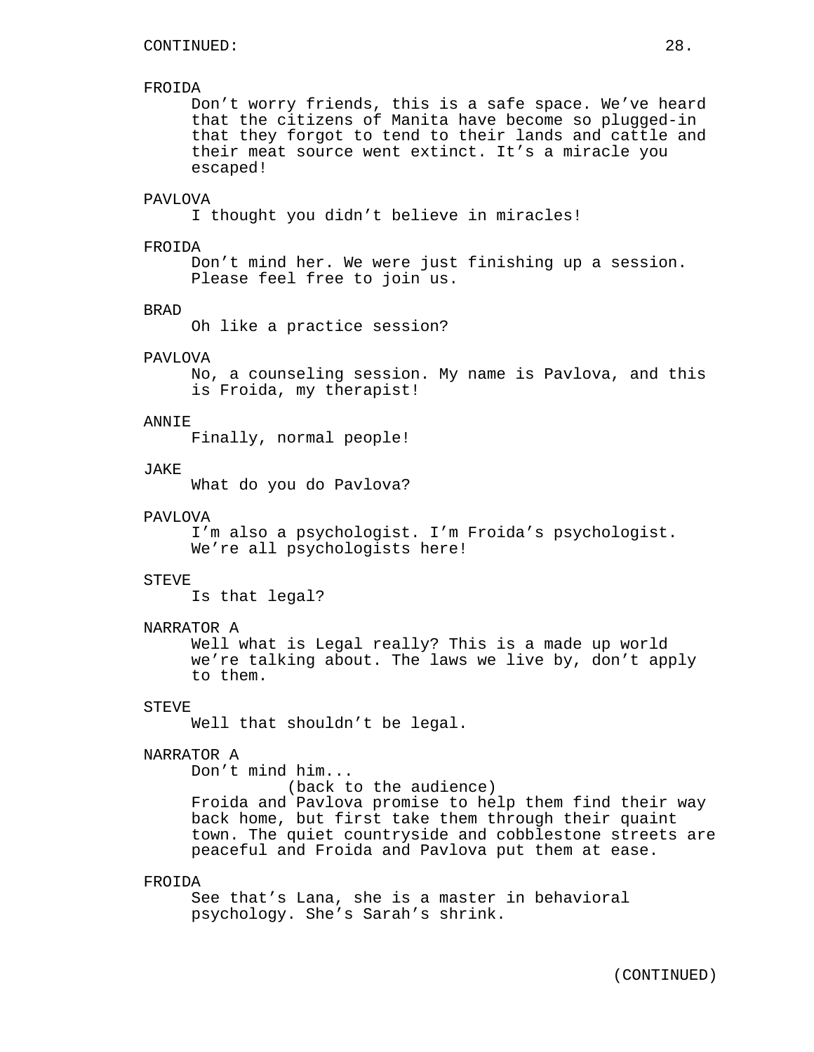CONTINUED:

FROIDA
Don't worry friends, this is a safe space. We've heard that the citizens of Manita have become so plugged-in that they forgot to tend to their lands and cattle and their meat source went extinct. It's a miracle you escaped!

PAVLOVA
I thought you didn't believe in miracles!

FROIDA
Don't mind her. We were just finishing up a session. Please feel free to join us.

BRAD
Oh like a practice session?

PAVLOVA
No, a counseling session. My name is Pavlova, and this is Froida, my therapist!

ANNIE
Finally, normal people!

JAKE
What do you do Pavlova?

PAVLOVA
I'm also a psychologist. I'm Froida's psychologist. We're all psychologists here!

STEVE
Is that legal?

NARRATOR A
Well what is Legal really? This is a made up world we're talking about. The laws we live by, don't apply to them.

STEVE
Well that shouldn't be legal.

NARRATOR A
Don't mind him...
(back to the audience)
Froida and Pavlova promise to help them find their way back home, but first take them through their quaint town. The quiet countryside and cobblestone streets are peaceful and Froida and Pavlova put them at ease.

FROIDA
See that's Lana, she is a master in behavioral psychology. She's Sarah's shrink.

(CONTINUED)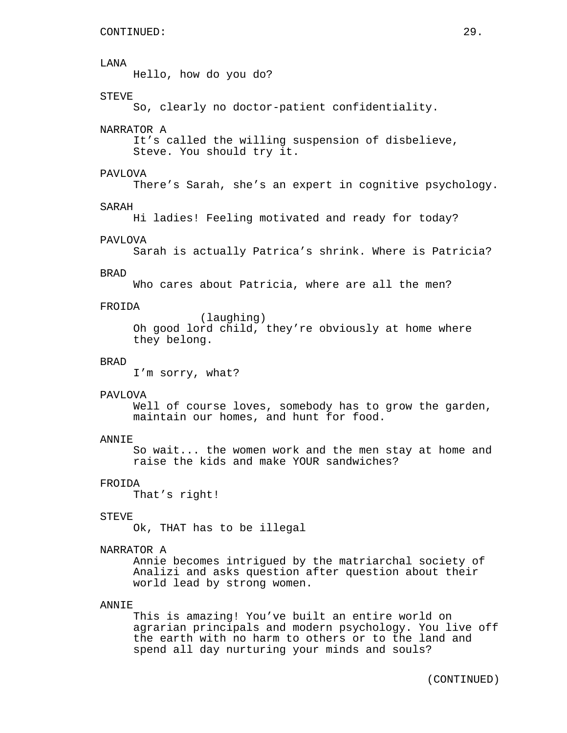CONTINUED:

LANA
Hello, how do you do?

STEVE
So, clearly no doctor-patient confidentiality.

NARRATOR A
It's called the willing suspension of disbelieve, Steve. You should try it.

PAVLOVA
There's Sarah, she's an expert in cognitive psychology.

SARAH
Hi ladies! Feeling motivated and ready for today?

PAVLOVA
Sarah is actually Patrica's shrink. Where is Patricia?

BRAD
Who cares about Patricia, where are all the men?

FROIDA
(laughing)
Oh good lord child, they're obviously at home where they belong.

BRAD
I'm sorry, what?

PAVLOVA
Well of course loves, somebody has to grow the garden, maintain our homes, and hunt for food.

ANNIE
So wait... the women work and the men stay at home and raise the kids and make YOUR sandwiches?

FROIDA
That's right!

STEVE
Ok, THAT has to be illegal

NARRATOR A
Annie becomes intrigued by the matriarchal society of Analizi and asks question after question about their world lead by strong women.

ANNIE
This is amazing! You've built an entire world on agrarian principals and modern psychology. You live off the earth with no harm to others or to the land and spend all day nurturing your minds and souls?

(CONTINUED)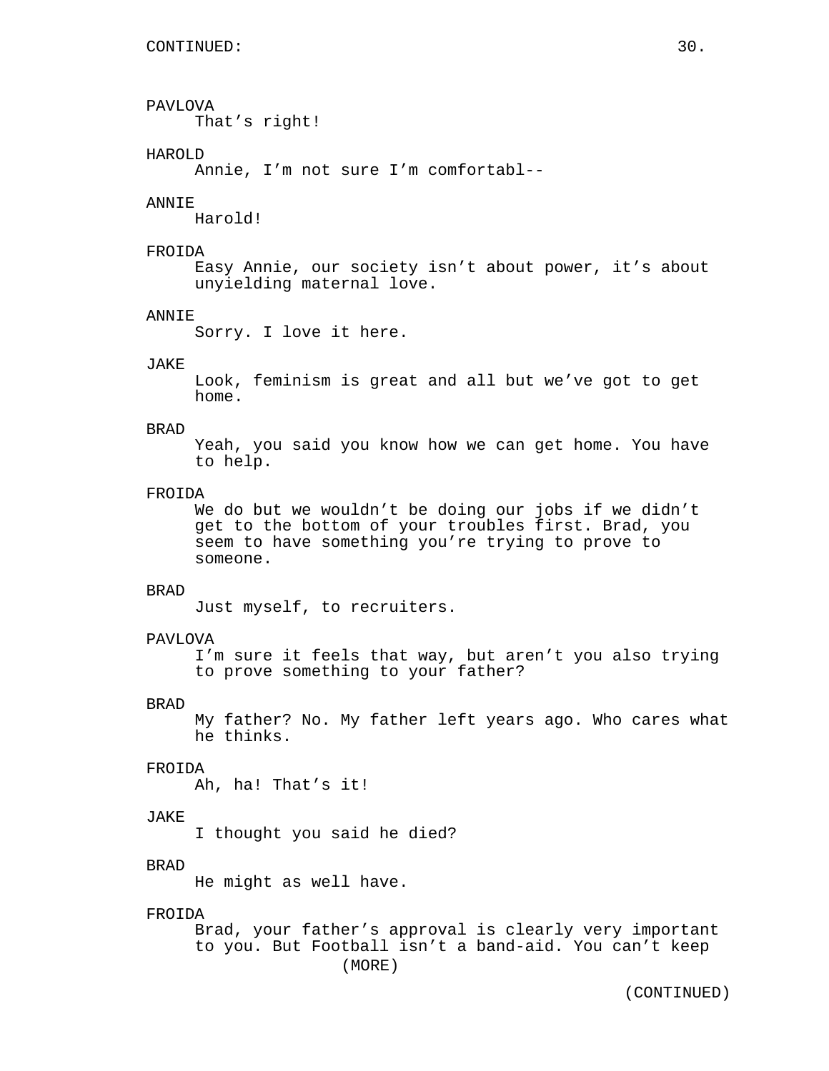PAVLOVA
That's right!

HAROLD
Annie, I'm not sure I'm comfortabl--

ANNIE
Harold!

FROIDA
Easy Annie, our society isn't about power, it's about unyielding maternal love.

ANNIE
Sorry. I love it here.

JAKE
Look, feminism is great and all but we've got to get home.

BRAD
Yeah, you said you know how we can get home. You have to help.

FROIDA
We do but we wouldn't be doing our jobs if we didn't get to the bottom of your troubles first. Brad, you seem to have something you're trying to prove to someone.

BRAD
Just myself, to recruiters.

PAVLOVA
I'm sure it feels that way, but aren't you also trying to prove something to your father?

BRAD
My father? No. My father left years ago. Who cares what he thinks.

FROIDA
Ah, ha! That's it!

JAKE
I thought you said he died?

BRAD
He might as well have.

FROIDA
Brad, your father's approval is clearly very important to you. But Football isn't a band-aid. You can't keep
(MORE)

(CONTINUED)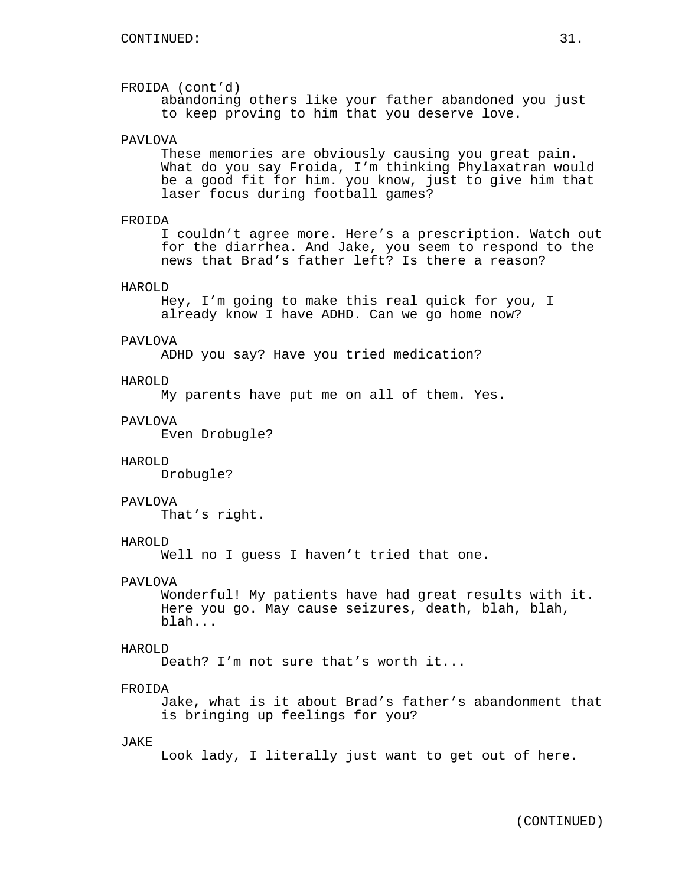FROIDA (cont'd)
abandoning others like your father abandoned you just to keep proving to him that you deserve love.

PAVLOVA
These memories are obviously causing you great pain. What do you say Froida, I'm thinking Phylaxatran would be a good fit for him. you know, just to give him that laser focus during football games?

FROIDA
I couldn't agree more. Here's a prescription. Watch out for the diarrhea. And Jake, you seem to respond to the news that Brad's father left? Is there a reason?

HAROLD
Hey, I'm going to make this real quick for you, I already know I have ADHD. Can we go home now?

PAVLOVA
ADHD you say? Have you tried medication?

HAROLD
My parents have put me on all of them. Yes.

PAVLOVA
Even Drobugle?

HAROLD
Drobugle?

PAVLOVA
That's right.

HAROLD
Well no I guess I haven't tried that one.

PAVLOVA
Wonderful! My patients have had great results with it. Here you go. May cause seizures, death, blah, blah, blah...

HAROLD
Death? I'm not sure that's worth it...

FROIDA
Jake, what is it about Brad's father's abandonment that is bringing up feelings for you?

JAKE
Look lady, I literally just want to get out of here.

(CONTINUED)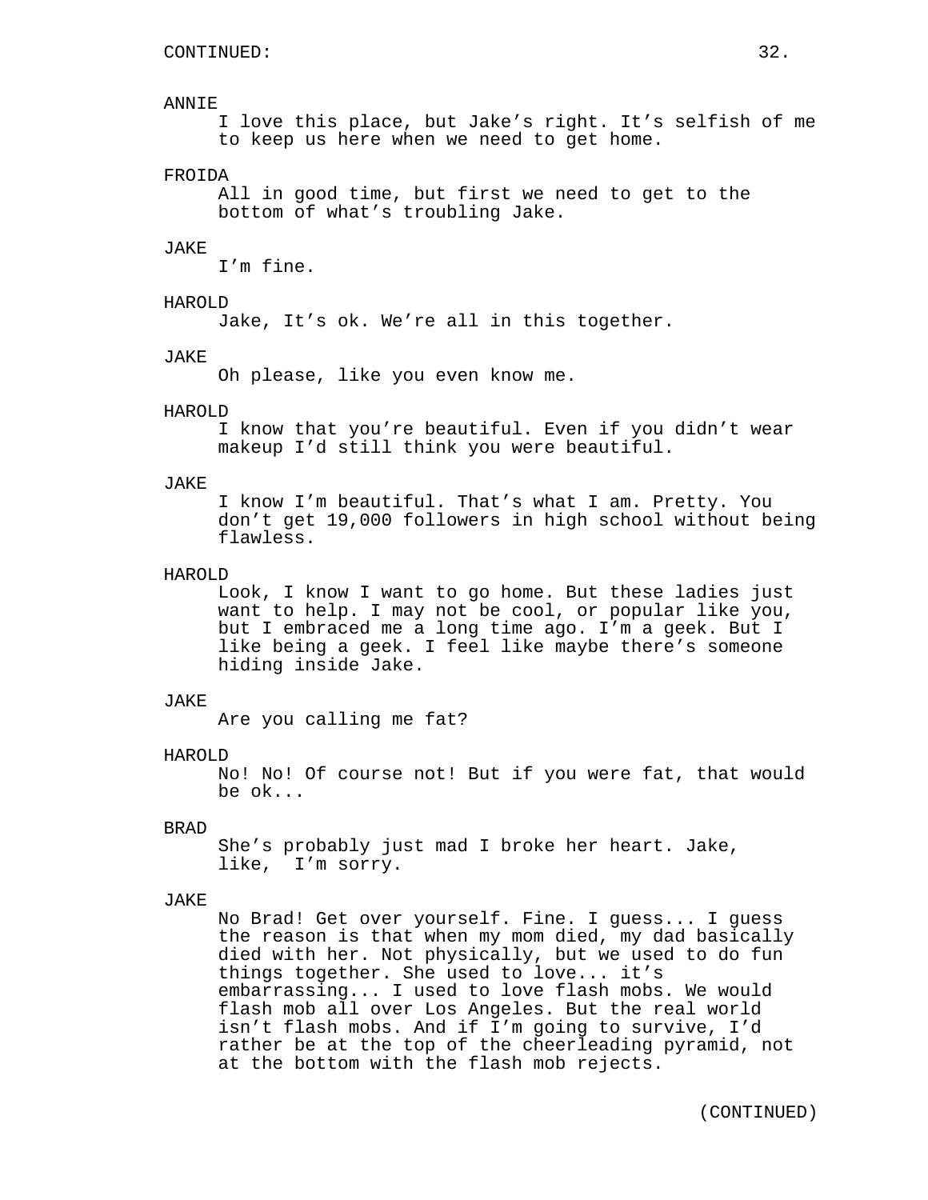CONTINUED:

ANNIE

I love this place, but Jake's right. It's selfish of me to keep us here when we need to get home.

FROIDA

All in good time, but first we need to get to the bottom of what's troubling Jake.

JAKE

I'm fine.

HAROLD

Jake, It's ok. We're all in this together.

JAKE

Oh please, like you even know me.

HAROLD

I know that you're beautiful. Even if you didn't wear makeup I'd still think you were beautiful.

JAKE

I know I'm beautiful. That's what I am. Pretty. You don't get 19,000 followers in high school without being flawless.

HAROLD

Look, I know I want to go home. But these ladies just want to help. I may not be cool, or popular like you, but I embraced me a long time ago. I'm a geek. But I like being a geek. I feel like maybe there's someone hiding inside Jake.

JAKE

Are you calling me fat?

HAROLD

No! No! Of course not! But if you were fat, that would be ok...

BRAD

She's probably just mad I broke her heart. Jake, like, I'm sorry.

JAKE

No Brad! Get over yourself. Fine. I guess... I guess the reason is that when my mom died, my dad basically died with her. Not physically, but we used to do fun things together. She used to love... it's embarrassing... I used to love flash mobs. We would flash mob all over Los Angeles. But the real world isn't flash mobs. And if I'm going to survive, I'd rather be at the top of the cheerleading pyramid, not at the bottom with the flash mob rejects.

(CONTINUED)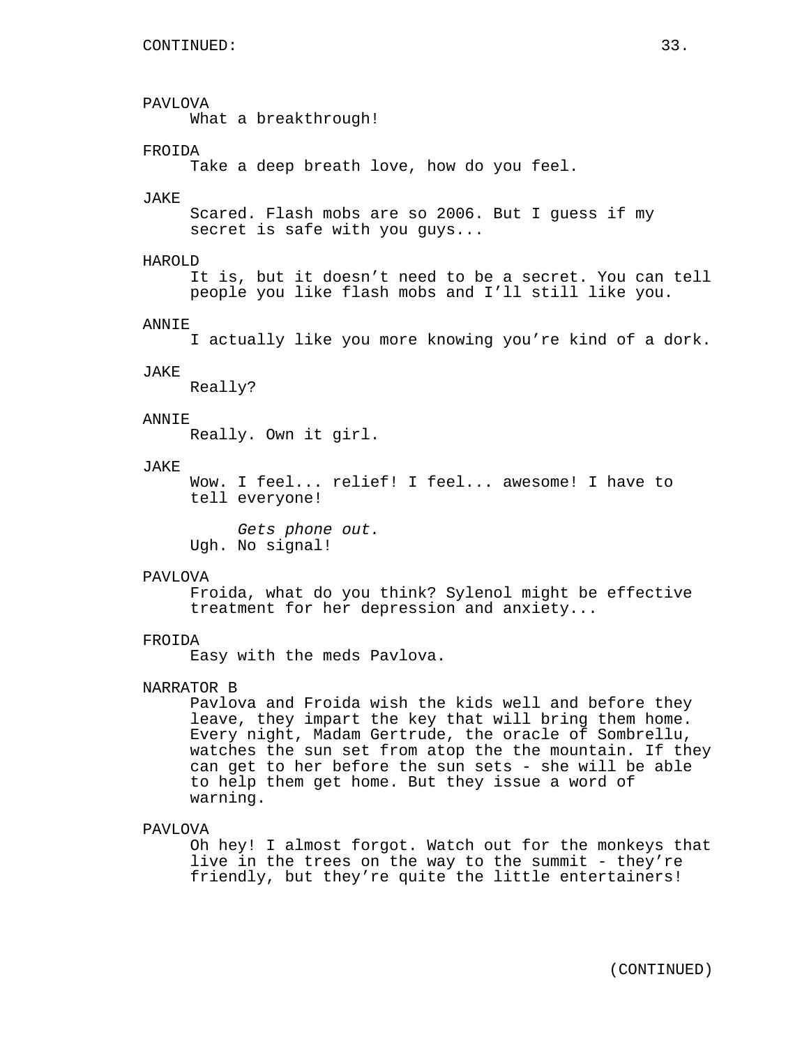PAVLOVA
What a breakthrough!

FROIDA
Take a deep breath love, how do you feel.

JAKE
Scared. Flash mobs are so 2006. But I guess if my secret is safe with you guys...

HAROLD
It is, but it doesn't need to be a secret. You can tell people you like flash mobs and I'll still like you.

ANNIE
I actually like you more knowing you're kind of a dork.

JAKE
Really?

ANNIE
Really. Own it girl.

JAKE
Wow. I feel... relief! I feel... awesome! I have to tell everyone!

*Gets phone out.*

Ugh. No signal!

PAVLOVA
Froida, what do you think? Sylenol might be effective treatment for her depression and anxiety...

FROIDA
Easy with the meds Pavlova.

NARRATOR B
Pavlova and Froida wish the kids well and before they leave, they impart the key that will bring them home. Every night, Madam Gertrude, the oracle of Sombrellu, watches the sun set from atop the the mountain. If they can get to her before the sun sets - she will be able to help them get home. But they issue a word of warning.

PAVLOVA
Oh hey! I almost forgot. Watch out for the monkeys that live in the trees on the way to the summit - they're friendly, but they're quite the little entertainers!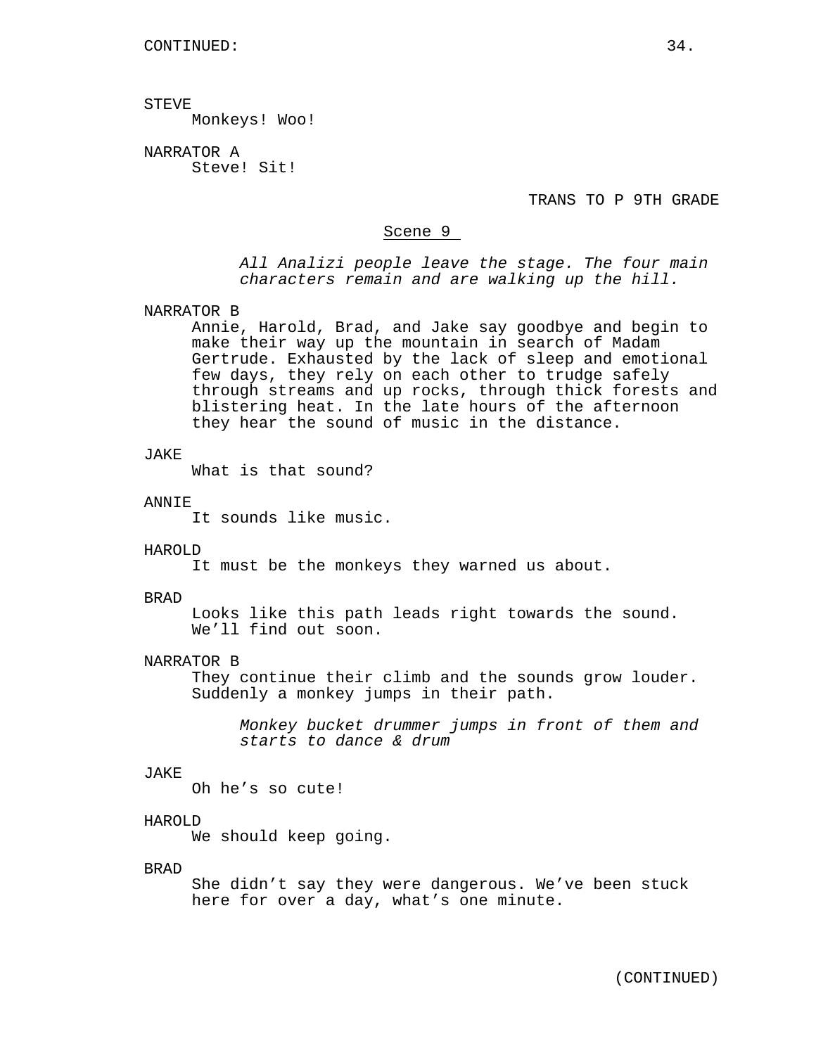STEVE
Monkeys! Woo!

NARRATOR A
Steve! Sit!

TRANS TO P 9TH GRADE

## Scene 9

*All Analizi people leave the stage. The four main characters remain and are walking up the hill.*

NARRATOR B
Annie, Harold, Brad, and Jake say goodbye and begin to make their way up the mountain in search of Madam Gertrude. Exhausted by the lack of sleep and emotional few days, they rely on each other to trudge safely through streams and up rocks, through thick forests and blistering heat. In the late hours of the afternoon they hear the sound of music in the distance.

JAKE
What is that sound?

ANNIE
It sounds like music.

HAROLD
It must be the monkeys they warned us about.

BRAD
Looks like this path leads right towards the sound. We'll find out soon.

NARRATOR B
They continue their climb and the sounds grow louder. Suddenly a monkey jumps in their path.

*Monkey bucket drummer jumps in front of them and starts to dance & drum*

JAKE
Oh he's so cute!

HAROLD
We should keep going.

BRAD
She didn't say they were dangerous. We've been stuck here for over a day, what's one minute.

(CONTINUED)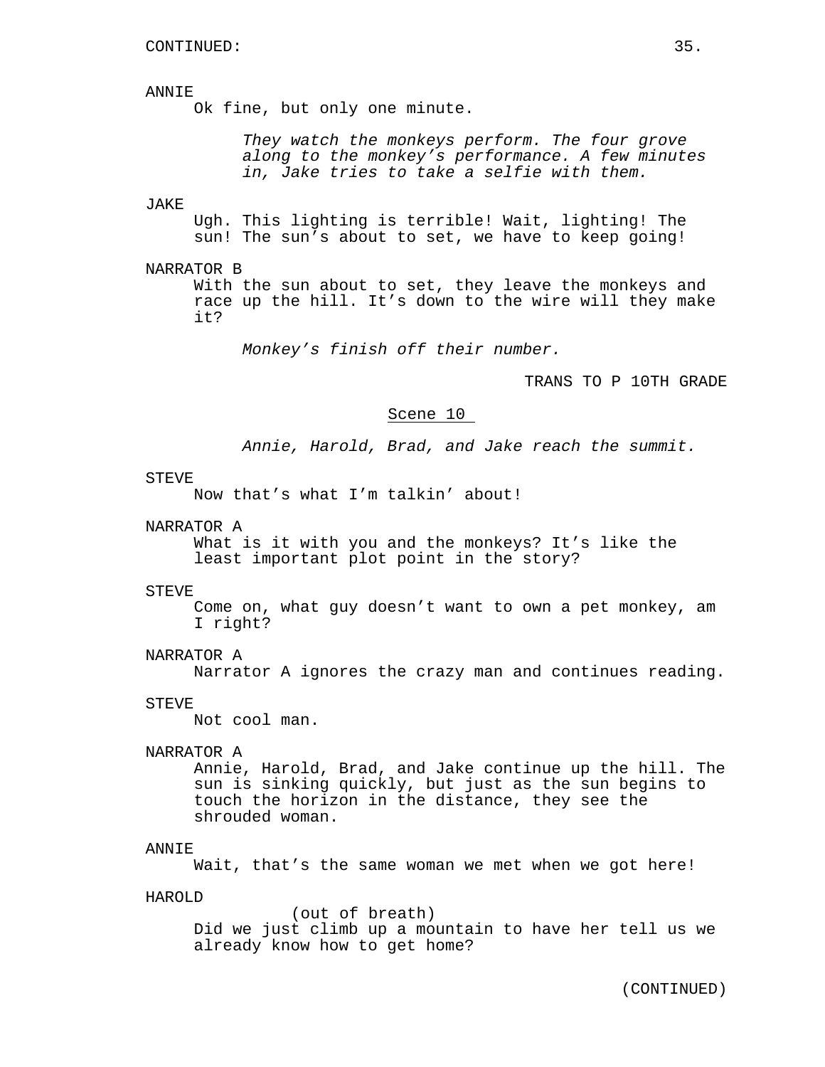CONTINUED:

ANNIE
Ok fine, but only one minute.

*They watch the monkeys perform. The four grove along to the monkey's performance. A few minutes in, Jake tries to take a selfie with them.*

JAKE
Ugh. This lighting is terrible! Wait, lighting! The sun! The sun's about to set, we have to keep going!

NARRATOR B
With the sun about to set, they leave the monkeys and race up the hill. It's down to the wire will they make it?

*Monkey's finish off their number.*

TRANS TO P 10TH GRADE

## Scene 10

*Annie, Harold, Brad, and Jake reach the summit.*

STEVE
Now that's what I'm talkin' about!

NARRATOR A
What is it with you and the monkeys? It's like the least important plot point in the story?

STEVE
Come on, what guy doesn't want to own a pet monkey, am I right?

NARRATOR A
Narrator A ignores the crazy man and continues reading.

STEVE
Not cool man.

NARRATOR A
Annie, Harold, Brad, and Jake continue up the hill. The sun is sinking quickly, but just as the sun begins to touch the horizon in the distance, they see the shrouded woman.

ANNIE
Wait, that's the same woman we met when we got here!

HAROLD
(out of breath)
Did we just climb up a mountain to have her tell us we already know how to get home?

(CONTINUED)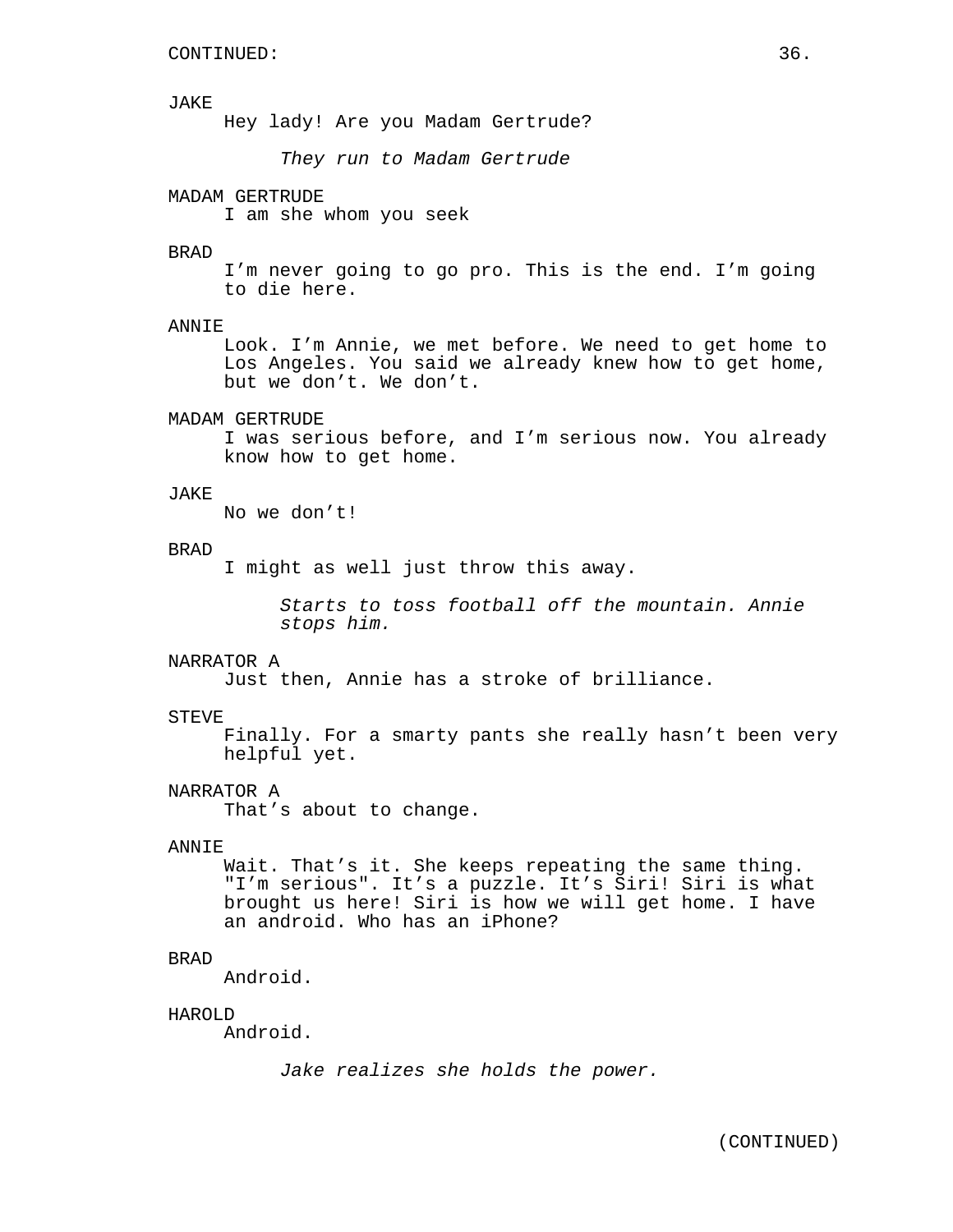CONTINUED:

JAKE
Hey lady! Are you Madam Gertrude?

*They run to Madam Gertrude*

MADAM GERTRUDE
I am she whom you seek

BRAD
I'm never going to go pro. This is the end. I'm going to die here.

ANNIE
Look. I'm Annie, we met before. We need to get home to Los Angeles. You said we already knew how to get home, but we don't. We don't.

MADAM GERTRUDE
I was serious before, and I'm serious now. You already know how to get home.

JAKE
No we don't!

BRAD
I might as well just throw this away.

*Starts to toss football off the mountain. Annie stops him.*

NARRATOR A
Just then, Annie has a stroke of brilliance.

STEVE
Finally. For a smarty pants she really hasn't been very helpful yet.

NARRATOR A
That's about to change.

ANNIE
Wait. That's it. She keeps repeating the same thing. "I'm serious". It's a puzzle. It's Siri! Siri is what brought us here! Siri is how we will get home. I have an android. Who has an iPhone?

BRAD
Android.

HAROLD
Android.

*Jake realizes she holds the power.*

(CONTINUED)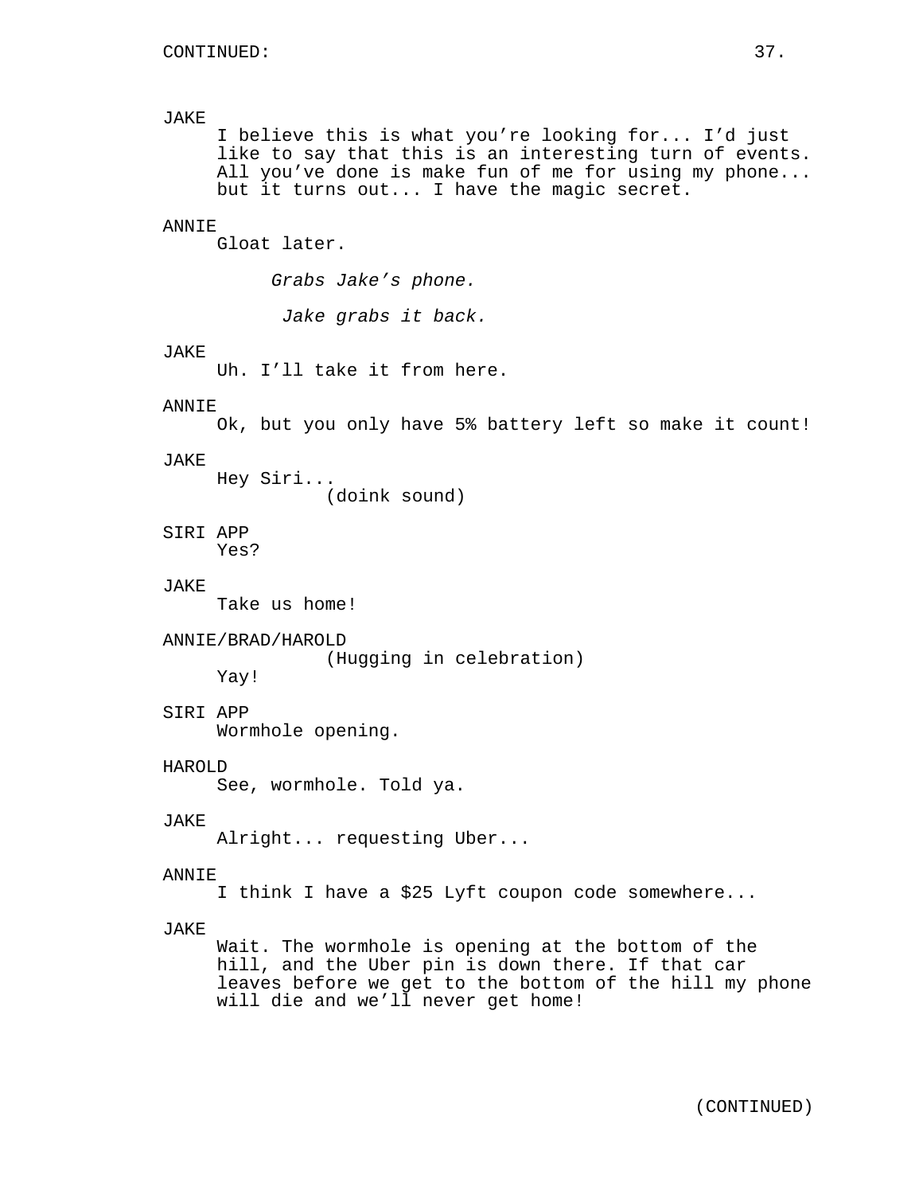CONTINUED:

JAKE
I believe this is what you're looking for... I'd just like to say that this is an interesting turn of events. All you've done is make fun of me for using my phone... but it turns out... I have the magic secret.

ANNIE
Gloat later.

*Grabs Jake's phone.*

*Jake grabs it back.*

JAKE
Uh. I'll take it from here.

ANNIE
Ok, but you only have 5% battery left so make it count!

JAKE
Hey Siri...
(doink sound)

SIRI APP
Yes?

JAKE
Take us home!

ANNIE/BRAD/HAROLD
(Hugging in celebration)
Yay!

SIRI APP
Wormhole opening.

HAROLD
See, wormhole. Told ya.

JAKE
Alright... requesting Uber...

ANNIE
I think I have a $25 Lyft coupon code somewhere...

JAKE
Wait. The wormhole is opening at the bottom of the hill, and the Uber pin is down there. If that car leaves before we get to the bottom of the hill my phone will die and we'll never get home!

(CONTINUED)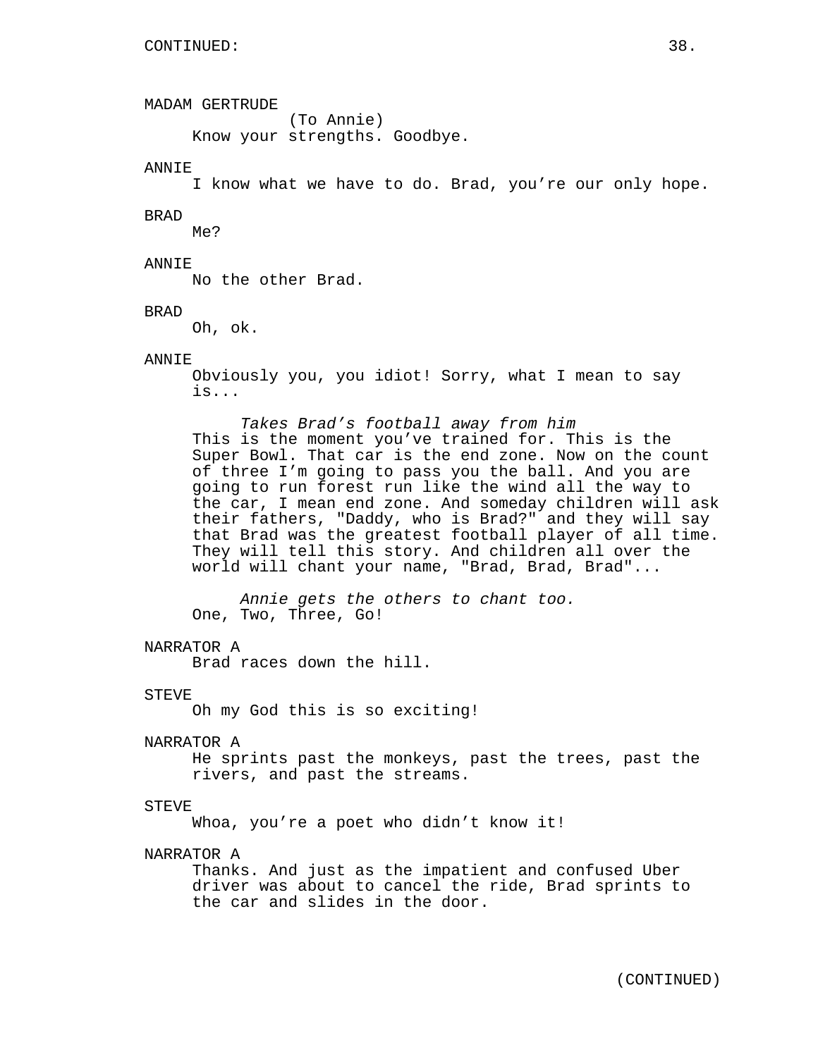CONTINUED:

MADAM GERTRUDE
(To Annie)
Know your strengths. Goodbye.

ANNIE
I know what we have to do. Brad, you're our only hope.

BRAD
Me?

ANNIE
No the other Brad.

BRAD
Oh, ok.

ANNIE
Obviously you, you idiot! Sorry, what I mean to say is...

*Takes Brad's football away from him*
This is the moment you've trained for. This is the Super Bowl. That car is the end zone. Now on the count of three I'm going to pass you the ball. And you are going to run forest run like the wind all the way to the car, I mean end zone. And someday children will ask their fathers, "Daddy, who is Brad?" and they will say that Brad was the greatest football player of all time. They will tell this story. And children all over the world will chant your name, "Brad, Brad, Brad"...

*Annie gets the others to chant too.*
One, Two, Three, Go!

NARRATOR A
Brad races down the hill.

STEVE
Oh my God this is so exciting!

NARRATOR A
He sprints past the monkeys, past the trees, past the rivers, and past the streams.

STEVE
Whoa, you're a poet who didn't know it!

NARRATOR A
Thanks. And just as the impatient and confused Uber driver was about to cancel the ride, Brad sprints to the car and slides in the door.

(CONTINUED)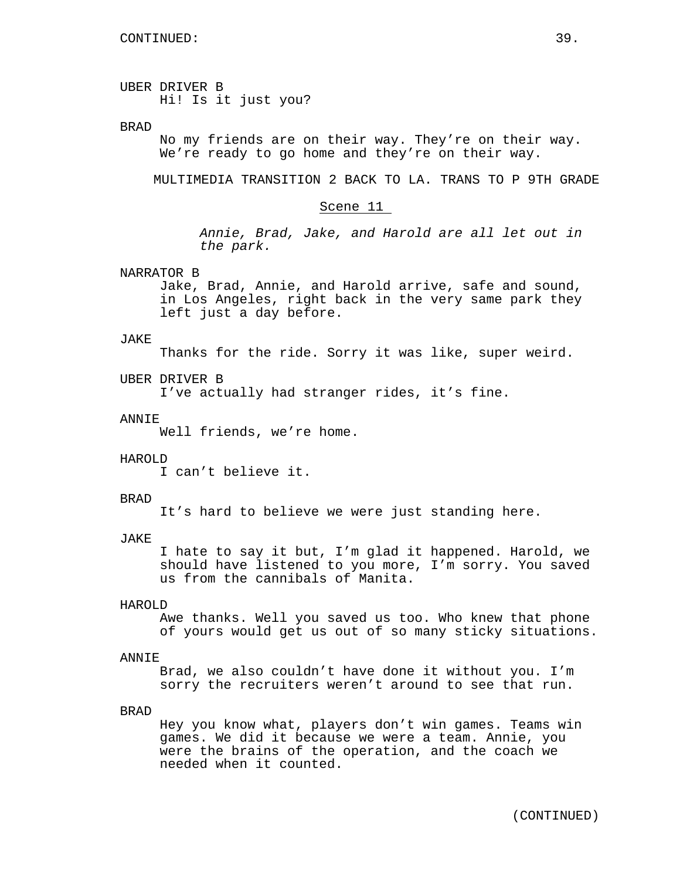UBER DRIVER B
Hi! Is it just you?

BRAD
No my friends are on their way. They're on their way. We're ready to go home and they're on their way.

MULTIMEDIA TRANSITION 2 BACK TO LA. TRANS TO P 9TH GRADE

## Scene 11

*Annie, Brad, Jake, and Harold are all let out in the park.*

NARRATOR B
Jake, Brad, Annie, and Harold arrive, safe and sound, in Los Angeles, right back in the very same park they left just a day before.

JAKE
Thanks for the ride. Sorry it was like, super weird.

UBER DRIVER B
I've actually had stranger rides, it's fine.

ANNIE
Well friends, we're home.

HAROLD
I can't believe it.

BRAD
It's hard to believe we were just standing here.

JAKE
I hate to say it but, I'm glad it happened. Harold, we should have listened to you more, I'm sorry. You saved us from the cannibals of Manita.

HAROLD
Awe thanks. Well you saved us too. Who knew that phone of yours would get us out of so many sticky situations.

ANNIE
Brad, we also couldn't have done it without you. I'm sorry the recruiters weren't around to see that run.

BRAD
Hey you know what, players don't win games. Teams win games. We did it because we were a team. Annie, you were the brains of the operation, and the coach we needed when it counted.

(CONTINUED)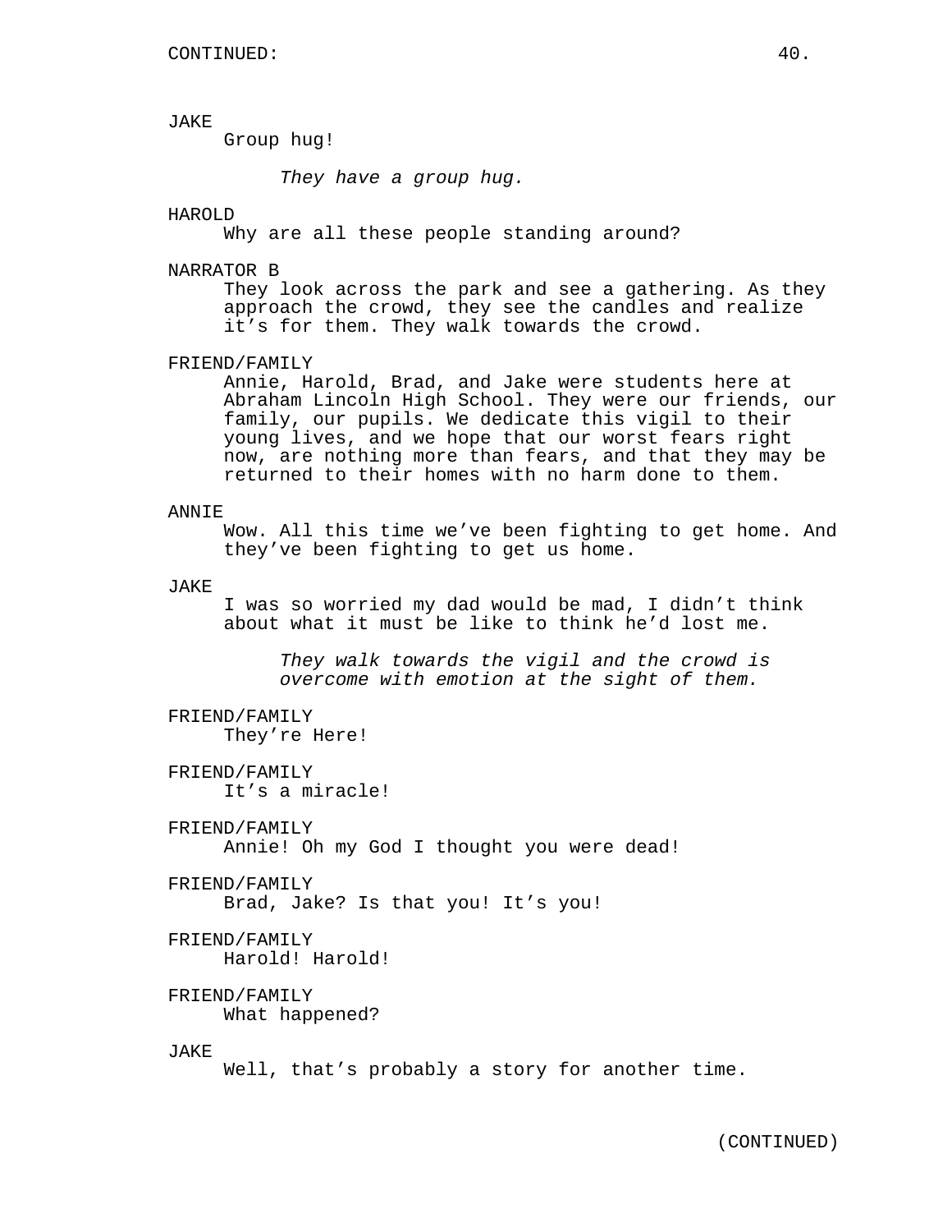CONTINUED:

JAKE
Group hug!

*They have a group hug.*

HAROLD
Why are all these people standing around?

NARRATOR B
They look across the park and see a gathering. As they approach the crowd, they see the candles and realize it's for them. They walk towards the crowd.

FRIEND/FAMILY
Annie, Harold, Brad, and Jake were students here at Abraham Lincoln High School. They were our friends, our family, our pupils. We dedicate this vigil to their young lives, and we hope that our worst fears right now, are nothing more than fears, and that they may be returned to their homes with no harm done to them.

ANNIE
Wow. All this time we've been fighting to get home. And they've been fighting to get us home.

JAKE
I was so worried my dad would be mad, I didn't think about what it must be like to think he'd lost me.

*They walk towards the vigil and the crowd is overcome with emotion at the sight of them.*

FRIEND/FAMILY
They're Here!

FRIEND/FAMILY
It's a miracle!

FRIEND/FAMILY
Annie! Oh my God I thought you were dead!

FRIEND/FAMILY
Brad, Jake? Is that you! It's you!

FRIEND/FAMILY
Harold! Harold!

FRIEND/FAMILY
What happened?

JAKE
Well, that's probably a story for another time.

(CONTINUED)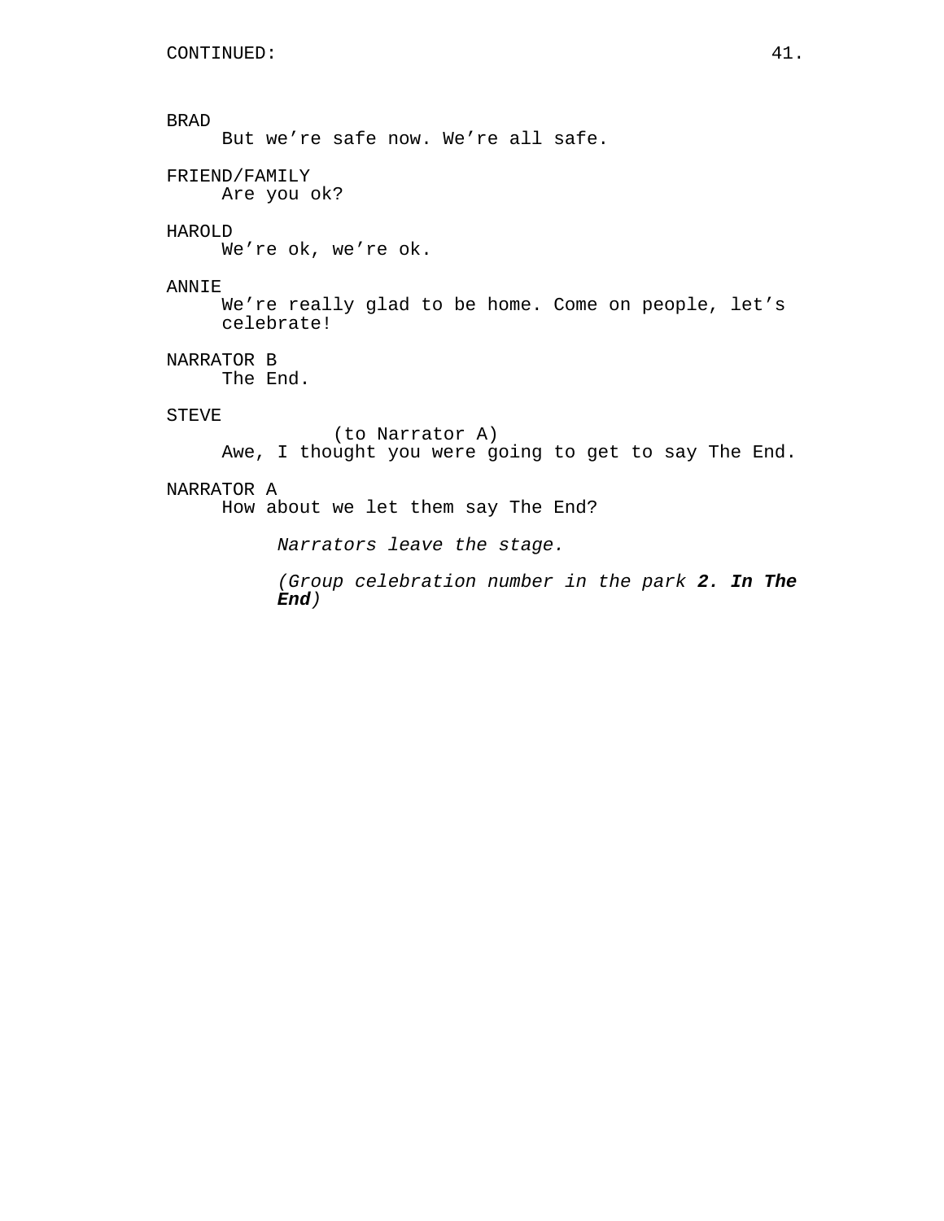CONTINUED:

BRAD
But we're safe now. We're all safe.

FRIEND/FAMILY
Are you ok?

HAROLD
We're ok, we're ok.

ANNIE
We're really glad to be home. Come on people, let's celebrate!

NARRATOR B
The End.

STEVE
(to Narrator A)
Awe, I thought you were going to get to say The End.

NARRATOR A
How about we let them say The End?

*Narrators leave the stage.*

*(Group celebration number in the park* ***2. In The End****)*